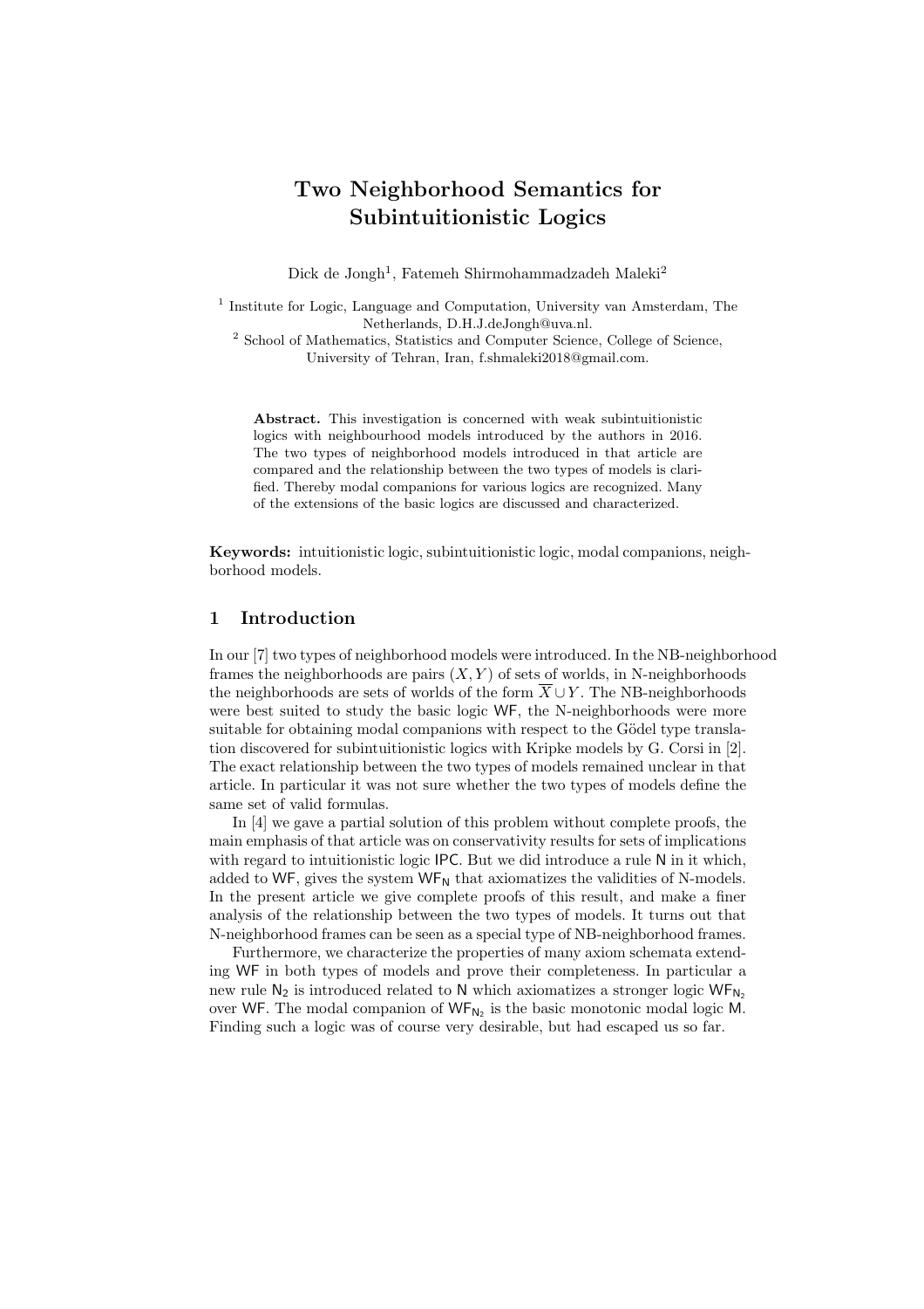# Two Neighborhood Semantics for Subintuitionistic Logics

Dick de Jongh[1], Fatemeh Shirmohammadzadeh Maleki[2]

[1] Institute for Logic, Language and Computation, University van Amsterdam, The Netherlands, D.H.J.deJongh@uva.nl.

[2] School of Mathematics, Statistics and Computer Science, College of Science, University of Tehran, Iran, f.shmaleki2018@gmail.com.

**Abstract.** This investigation is concerned with weak subintuitionistic logics with neighbourhood models introduced by the authors in 2016. The two types of neighborhood models introduced in that article are compared and the relationship between the two types of models is clarified. Thereby modal companions for various logics are recognized. Many of the extensions of the basic logics are discussed and characterized.

**Keywords:** intuitionistic logic, subintuitionistic logic, modal companions, neighborhood models.

## 1 Introduction

In our [7] two types of neighborhood models were introduced. In the NB-neighborhood frames the neighborhoods are pairs $(X, Y)$ of sets of worlds, in N-neighborhoods the neighborhoods are sets of worlds of the form $\overline{X} \cup Y$. The NB-neighborhoods were best suited to study the basic logic WF, the N-neighborhoods were more suitable for obtaining modal companions with respect to the Gödel type translation discovered for subintuitionistic logics with Kripke models by G. Corsi in [2]. The exact relationship between the two types of models remained unclear in that article. In particular it was not sure whether the two types of models define the same set of valid formulas.

In [4] we gave a partial solution of this problem without complete proofs, the main emphasis of that article was on conservativity results for sets of implications with regard to intuitionistic logic IPC. But we did introduce a rule N in it which, added to WF, gives the system $\mathsf{WF_N}$ that axiomatizes the validities of N-models. In the present article we give complete proofs of this result, and make a finer analysis of the relationship between the two types of models. It turns out that N-neighborhood frames can be seen as a special type of NB-neighborhood frames.

Furthermore, we characterize the properties of many axiom schemata extending WF in both types of models and prove their completeness. In particular a new rule $\mathsf{N_2}$ is introduced related to N which axiomatizes a stronger logic $\mathsf{WF_{N_2}}$ over WF. The modal companion of $\mathsf{WF_{N_2}}$ is the basic monotonic modal logic M. Finding such a logic was of course very desirable, but had escaped us so far.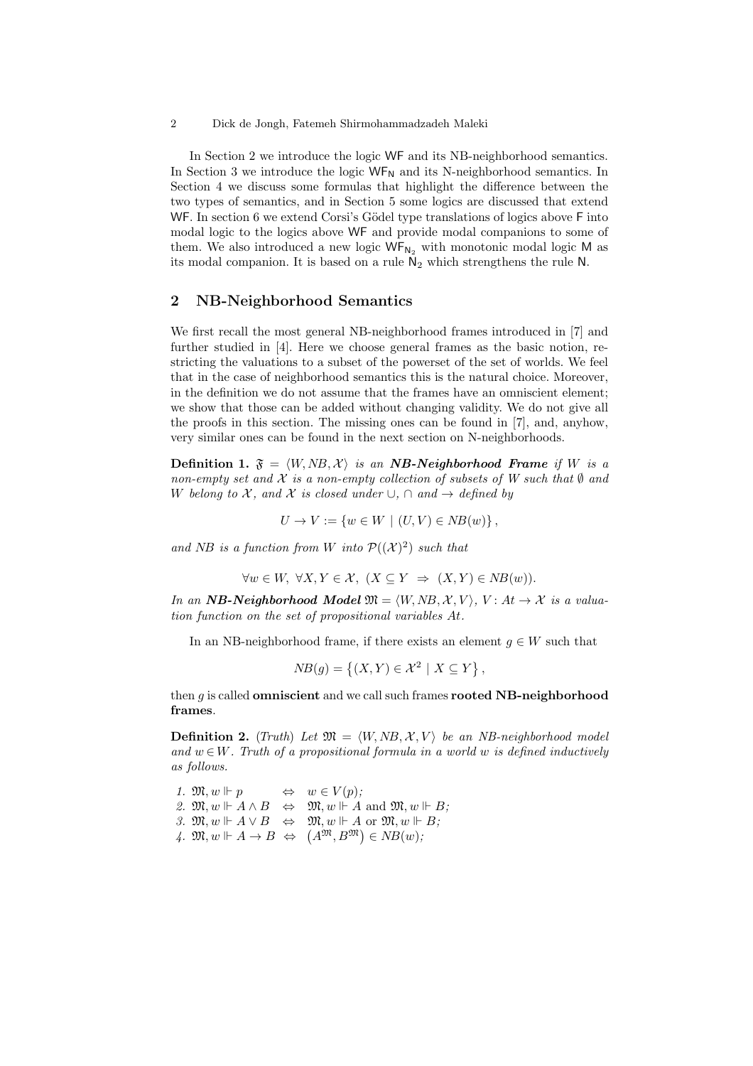In Section 2 we introduce the logic WF and its NB-neighborhood semantics. In Section 3 we introduce the logic $\mathsf{WF_N}$ and its N-neighborhood semantics. In Section 4 we discuss some formulas that highlight the difference between the two types of semantics, and in Section 5 some logics are discussed that extend WF. In section 6 we extend Corsi's Gödel type translations of logics above F into modal logic to the logics above WF and provide modal companions to some of them. We also introduced a new logic $\mathsf{WF_{N_2}}$ with monotonic modal logic M as its modal companion. It is based on a rule $\mathsf{N_2}$ which strengthens the rule N.

## 2 NB-Neighborhood Semantics

We first recall the most general NB-neighborhood frames introduced in [7] and further studied in [4]. Here we choose general frames as the basic notion, restricting the valuations to a subset of the powerset of the set of worlds. We feel that in the case of neighborhood semantics this is the natural choice. Moreover, in the definition we do not assume that the frames have an omniscient element; we show that those can be added without changing validity. We do not give all the proofs in this section. The missing ones can be found in [7], and, anyhow, very similar ones can be found in the next section on N-neighborhoods.

**Definition 1.** *$\mathfrak{F} = \langle W, NB, \mathcal{X}\rangle$ is an* ***NB-Neighborhood Frame*** *if $W$ is a non-empty set and $\mathcal{X}$ is a non-empty collection of subsets of $W$ such that $\emptyset$ and $W$ belong to $\mathcal{X}$, and $\mathcal{X}$ is closed under $\cup$, $\cap$ and $\to$ defined by*

$$U \to V := \{w \in W \mid (U, V) \in NB(w)\},$$

*and $NB$ is a function from $W$ into $\mathcal{P}((\mathcal{X})^2)$ such that*

$$\forall w \in W,\ \forall X, Y \in \mathcal{X},\ (X \subseteq Y \ \Rightarrow\ (X, Y) \in NB(w)).$$

*In an* ***NB-Neighborhood Model*** *$\mathfrak{M} = \langle W, NB, \mathcal{X}, V\rangle$, $V \colon At \to \mathcal{X}$ is a valuation function on the set of propositional variables $At$.*

In an NB-neighborhood frame, if there exists an element $g \in W$ such that

$$NB(g) = \left\{(X, Y) \in \mathcal{X}^2 \mid X \subseteq Y\right\},$$

then $g$ is called **omniscient** and we call such frames **rooted NB-neighborhood frames**.

**Definition 2.** (*Truth*) *Let $\mathfrak{M} = \langle W, NB, \mathcal{X}, V\rangle$ be an NB-neighborhood model and $w \in W$. Truth of a propositional formula in a world $w$ is defined inductively as follows.*

1. $\mathfrak{M}, w \Vdash p \quad \Leftrightarrow \quad w \in V(p)$;
2. $\mathfrak{M}, w \Vdash A \wedge B \quad \Leftrightarrow \quad \mathfrak{M}, w \Vdash A$ and $\mathfrak{M}, w \Vdash B$;
3. $\mathfrak{M}, w \Vdash A \vee B \quad \Leftrightarrow \quad \mathfrak{M}, w \Vdash A$ or $\mathfrak{M}, w \Vdash B$;
4. $\mathfrak{M}, w \Vdash A \to B \quad \Leftrightarrow \quad \left(A^{\mathfrak{M}}, B^{\mathfrak{M}}\right) \in NB(w)$;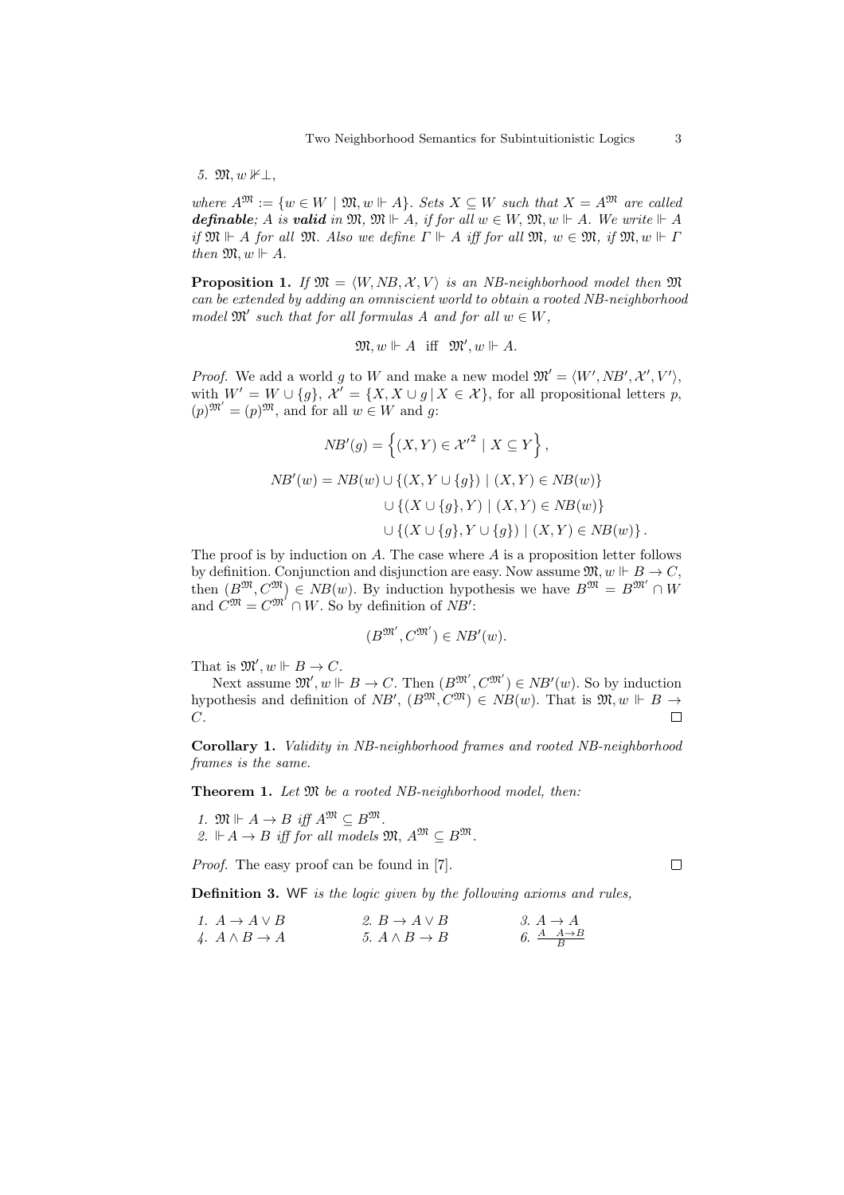5. $\mathfrak{M}, w \nVdash \bot$,

*where $A^{\mathfrak{M}} := \{w \in W \mid \mathfrak{M}, w \Vdash A\}$. Sets $X \subseteq W$ such that $X = A^{\mathfrak{M}}$ are called* ***definable****; $A$ is* ***valid*** *in $\mathfrak{M}$, $\mathfrak{M} \Vdash A$, if for all $w \in W$, $\mathfrak{M}, w \Vdash A$. We write $\Vdash A$ if $\mathfrak{M} \Vdash A$ for all $\mathfrak{M}$. Also we define $\Gamma \Vdash A$ iff for all $\mathfrak{M}$, $w \in \mathfrak{M}$, if $\mathfrak{M}, w \Vdash \Gamma$ then $\mathfrak{M}, w \Vdash A$.*

**Proposition 1.** *If $\mathfrak{M} = \langle W, NB, \mathcal{X}, V\rangle$ is an NB-neighborhood model then $\mathfrak{M}$ can be extended by adding an omniscient world to obtain a rooted NB-neighborhood model $\mathfrak{M}'$ such that for all formulas $A$ and for all $w \in W$,*

$$\mathfrak{M}, w \Vdash A \quad \text{iff} \quad \mathfrak{M}', w \Vdash A.$$

*Proof.* We add a world $g$ to $W$ and make a new model $\mathfrak{M}' = \langle W', NB', \mathcal{X}', V'\rangle$, with $W' = W \cup \{g\}$, $\mathcal{X}' = \{X, X \cup g \mid X \in \mathcal{X}\}$, for all propositional letters $p$, $(p)^{\mathfrak{M}'} = (p)^{\mathfrak{M}}$, and for all $w \in W$ and $g$:

$$NB'(g) = \left\{(X, Y) \in \mathcal{X}'^2 \mid X \subseteq Y\right\},$$

$$\begin{aligned} NB'(w) = NB(w) &\cup \{(X, Y \cup \{g\}) \mid (X, Y) \in NB(w)\} \\ &\cup \{(X \cup \{g\}, Y) \mid (X, Y) \in NB(w)\} \\ &\cup \{(X \cup \{g\}, Y \cup \{g\}) \mid (X, Y) \in NB(w)\}. \end{aligned}$$

The proof is by induction on $A$. The case where $A$ is a proposition letter follows by definition. Conjunction and disjunction are easy. Now assume $\mathfrak{M}, w \Vdash B \to C$, then $(B^{\mathfrak{M}}, C^{\mathfrak{M}}) \in NB(w)$. By induction hypothesis we have $B^{\mathfrak{M}} = B^{\mathfrak{M}'} \cap W$ and $C^{\mathfrak{M}} = C^{\mathfrak{M}'} \cap W$. So by definition of $NB'$:

$$(B^{\mathfrak{M}'}, C^{\mathfrak{M}'}) \in NB'(w).$$

That is $\mathfrak{M}', w \Vdash B \to C$.

Next assume $\mathfrak{M}', w \Vdash B \to C$. Then $(B^{\mathfrak{M}'}, C^{\mathfrak{M}'}) \in NB'(w)$. So by induction hypothesis and definition of $NB'$, $(B^{\mathfrak{M}}, C^{\mathfrak{M}}) \in NB(w)$. That is $\mathfrak{M}, w \Vdash B \to C$. $\square$

**Corollary 1.** *Validity in NB-neighborhood frames and rooted NB-neighborhood frames is the same.*

**Theorem 1.** *Let $\mathfrak{M}$ be a rooted NB-neighborhood model, then:*

1. *$\mathfrak{M} \Vdash A \to B$ iff $A^{\mathfrak{M}} \subseteq B^{\mathfrak{M}}$.*
2. *$\Vdash A \to B$ iff for all models $\mathfrak{M}$, $A^{\mathfrak{M}} \subseteq B^{\mathfrak{M}}$.*

*Proof.* The easy proof can be found in [7]. $\square$

**Definition 3.** *$\mathsf{WF}$ is the logic given by the following axioms and rules,*

1. $A \to A \vee B$
2. $B \to A \vee B$
3. $A \to A$
4. $A \wedge B \to A$
5. $A \wedge B \to B$
6. $\dfrac{A \quad A \to B}{B}$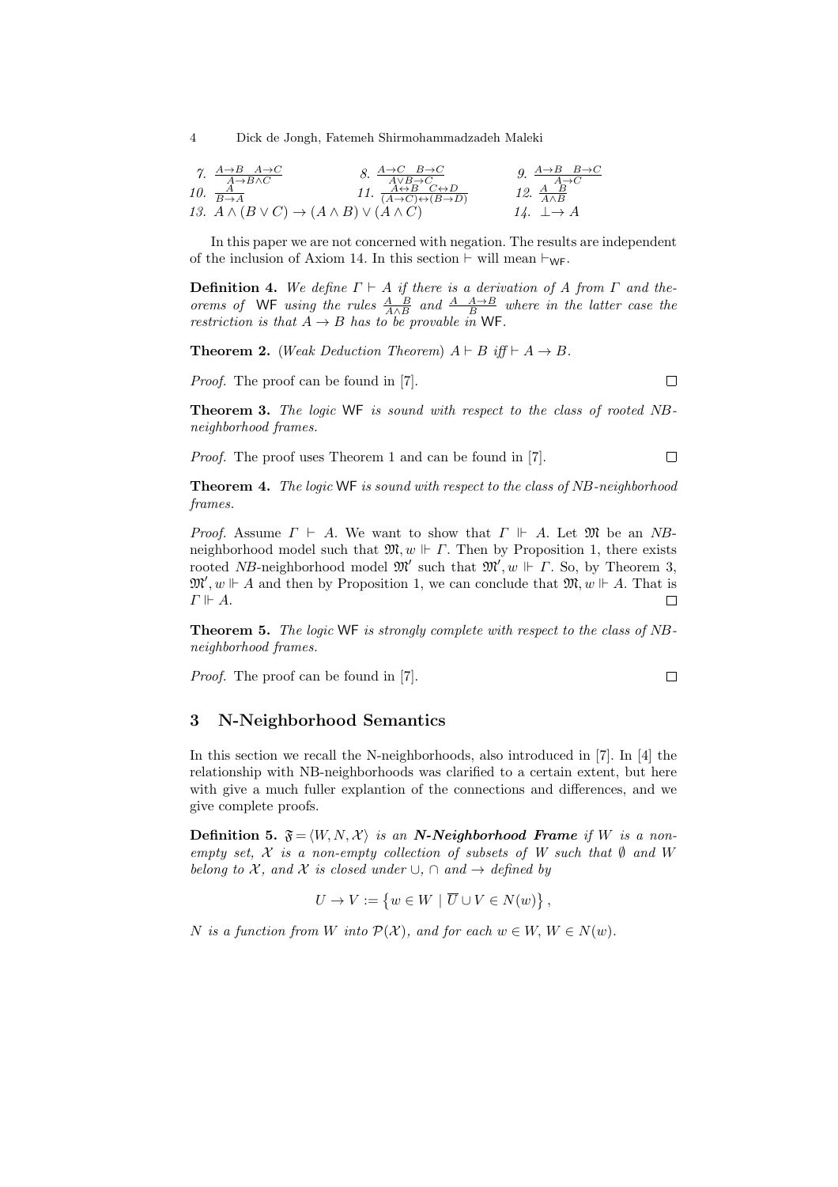7. $\frac{A\to B \quad A\to C}{A\to B\wedge C}$ 8. $\frac{A\to C \quad B\to C}{A\vee B\to C}$ 9. $\frac{A\to B \quad B\to C}{A\to C}$

10. $\frac{A}{B\to A}$ 11. $\frac{A\leftrightarrow B \quad C\leftrightarrow D}{(A\to C)\leftrightarrow(B\to D)}$ 12. $\frac{A \quad B}{A\wedge B}$

13. $A\wedge(B\vee C)\to(A\wedge B)\vee(A\wedge C)$ 14. $\bot\to A$

In this paper we are not concerned with negation. The results are independent of the inclusion of Axiom 14. In this section $\vdash$ will mean $\vdash_{\mathsf{WF}}$.

**Definition 4.** *We define $\Gamma \vdash A$ if there is a derivation of $A$ from $\Gamma$ and theorems of* WF *using the rules $\frac{A \quad B}{A\wedge B}$ and $\frac{A \quad A\to B}{B}$ where in the latter case the restriction is that $A \to B$ has to be provable in* WF*.*

**Theorem 2.** (*Weak Deduction Theorem*) *$A \vdash B$ iff $\vdash A \to B$.*

*Proof.* The proof can be found in [7]. □

**Theorem 3.** *The logic* WF *is sound with respect to the class of rooted NB-neighborhood frames.*

*Proof.* The proof uses Theorem 1 and can be found in [7]. □

**Theorem 4.** *The logic* WF *is sound with respect to the class of NB-neighborhood frames.*

*Proof.* Assume $\Gamma \vdash A$. We want to show that $\Gamma \Vdash A$. Let $\mathfrak{M}$ be an *NB*-neighborhood model such that $\mathfrak{M}, w \Vdash \Gamma$. Then by Proposition 1, there exists rooted *NB*-neighborhood model $\mathfrak{M}'$ such that $\mathfrak{M}', w \Vdash \Gamma$. So, by Theorem 3, $\mathfrak{M}', w \Vdash A$ and then by Proposition 1, we can conclude that $\mathfrak{M}, w \Vdash A$. That is $\Gamma \Vdash A$. □

**Theorem 5.** *The logic* WF *is strongly complete with respect to the class of NB-neighborhood frames.*

*Proof.* The proof can be found in [7]. □

## 3 N-Neighborhood Semantics

In this section we recall the N-neighborhoods, also introduced in [7]. In [4] the relationship with NB-neighborhoods was clarified to a certain extent, but here with give a much fuller explantion of the connections and differences, and we give complete proofs.

**Definition 5.** *$\mathfrak{F} = \langle W, N, \mathcal{X}\rangle$ is an **N-Neighborhood Frame** if $W$ is a non-empty set, $\mathcal{X}$ is a non-empty collection of subsets of $W$ such that $\emptyset$ and $W$ belong to $\mathcal{X}$, and $\mathcal{X}$ is closed under $\cup$, $\cap$ and $\to$ defined by*

$$U \to V := \left\{ w \in W \mid \overline{U} \cup V \in N(w) \right\},$$

*$N$ is a function from $W$ into $\mathcal{P}(\mathcal{X})$, and for each $w \in W$, $W \in N(w)$.*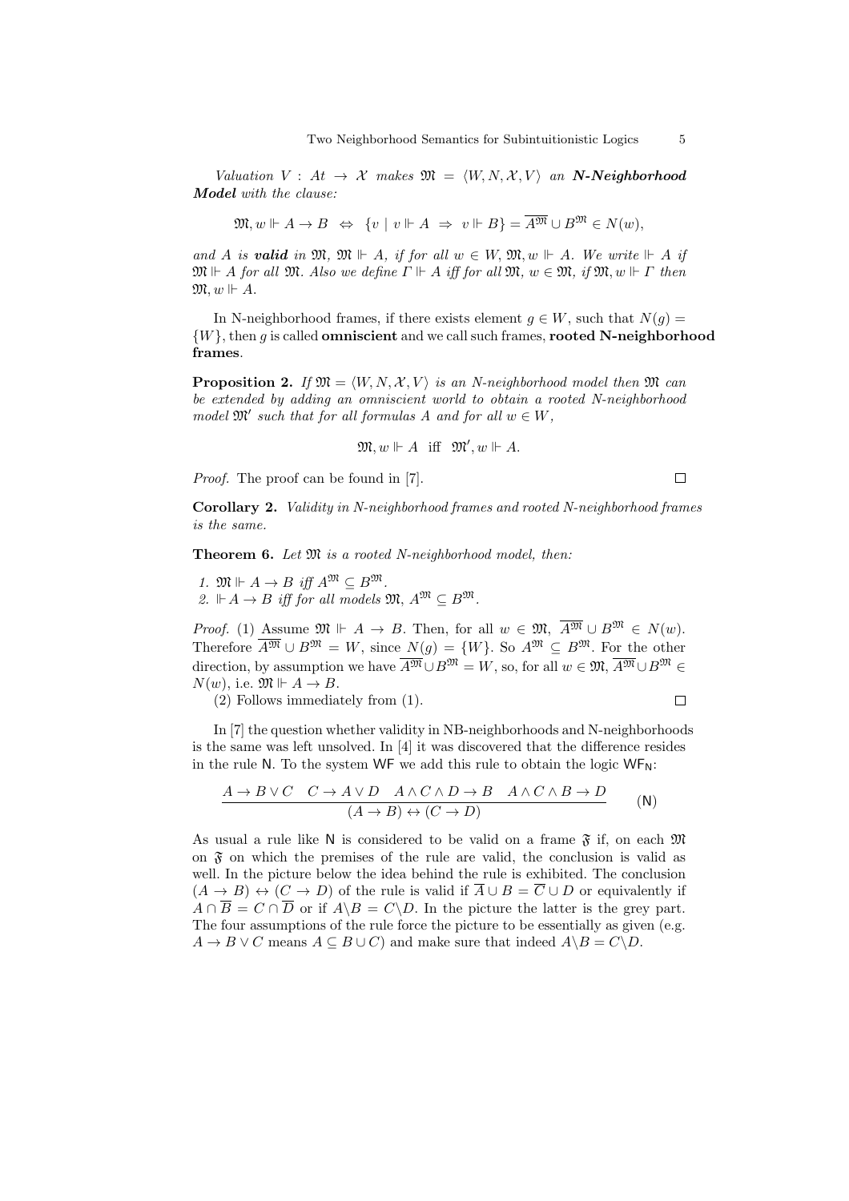*Valuation $V : At \to \mathcal{X}$ makes $\mathfrak{M} = \langle W, N, \mathcal{X}, V\rangle$ an **N-Neighborhood Model** with the clause:*

$$\mathfrak{M}, w \Vdash A \to B \;\Leftrightarrow\; \{v \mid v \Vdash A \;\Rightarrow\; v \Vdash B\} = \overline{A^{\mathfrak{M}}} \cup B^{\mathfrak{M}} \in N(w),$$

*and $A$ is **valid** in $\mathfrak{M}$, $\mathfrak{M} \Vdash A$, if for all $w \in W$, $\mathfrak{M}, w \Vdash A$. We write $\Vdash A$ if $\mathfrak{M} \Vdash A$ for all $\mathfrak{M}$. Also we define $\Gamma \Vdash A$ iff for all $\mathfrak{M}$, $w \in \mathfrak{M}$, if $\mathfrak{M}, w \Vdash \Gamma$ then $\mathfrak{M}, w \Vdash A$.*

In N-neighborhood frames, if there exists element $g \in W$, such that $N(g) = \{W\}$, then $g$ is called **omniscient** and we call such frames, **rooted N-neighborhood frames**.

**Proposition 2.** *If $\mathfrak{M} = \langle W, N, \mathcal{X}, V\rangle$ is an N-neighborhood model then $\mathfrak{M}$ can be extended by adding an omniscient world to obtain a rooted N-neighborhood model $\mathfrak{M}'$ such that for all formulas $A$ and for all $w \in W$,*

$$\mathfrak{M}, w \Vdash A \;\text{ iff }\; \mathfrak{M}', w \Vdash A.$$

*Proof.* The proof can be found in [7]. □

**Corollary 2.** *Validity in N-neighborhood frames and rooted N-neighborhood frames is the same.*

**Theorem 6.** *Let $\mathfrak{M}$ is a rooted N-neighborhood model, then:*

1. *$\mathfrak{M} \Vdash A \to B$ iff $A^{\mathfrak{M}} \subseteq B^{\mathfrak{M}}$.*
2. *$\Vdash A \to B$ iff for all models $\mathfrak{M}$, $A^{\mathfrak{M}} \subseteq B^{\mathfrak{M}}$.*

*Proof.* (1) Assume $\mathfrak{M} \Vdash A \to B$. Then, for all $w \in \mathfrak{M}$, $\overline{A^{\mathfrak{M}}} \cup B^{\mathfrak{M}} \in N(w)$. Therefore $\overline{A^{\mathfrak{M}}} \cup B^{\mathfrak{M}} = W$, since $N(g) = \{W\}$. So $A^{\mathfrak{M}} \subseteq B^{\mathfrak{M}}$. For the other direction, by assumption we have $\overline{A^{\mathfrak{M}}} \cup B^{\mathfrak{M}} = W$, so, for all $w \in \mathfrak{M}$, $\overline{A^{\mathfrak{M}}} \cup B^{\mathfrak{M}} \in N(w)$, i.e. $\mathfrak{M} \Vdash A \to B$.

(2) Follows immediately from (1). □

In [7] the question whether validity in NB-neighborhoods and N-neighborhoods is the same was left unsolved. In [4] it was discovered that the difference resides in the rule $\mathsf{N}$. To the system $\mathsf{WF}$ we add this rule to obtain the logic $\mathsf{WF_N}$:

$$\frac{A \to B \vee C \quad C \to A \vee D \quad A \wedge C \wedge D \to B \quad A \wedge C \wedge B \to D}{(A \to B) \leftrightarrow (C \to D)} \qquad (\mathsf{N})$$

As usual a rule like $\mathsf{N}$ is considered to be valid on a frame $\mathfrak{F}$ if, on each $\mathfrak{M}$ on $\mathfrak{F}$ on which the premises of the rule are valid, the conclusion is valid as well. In the picture below the idea behind the rule is exhibited. The conclusion $(A \to B) \leftrightarrow (C \to D)$ of the rule is valid if $\overline{A} \cup B = \overline{C} \cup D$ or equivalently if $A \cap \overline{B} = C \cap \overline{D}$ or if $A \backslash B = C \backslash D$. In the picture the latter is the grey part. The four assumptions of the rule force the picture to be essentially as given (e.g. $A \to B \vee C$ means $A \subseteq B \cup C$) and make sure that indeed $A \backslash B = C \backslash D$.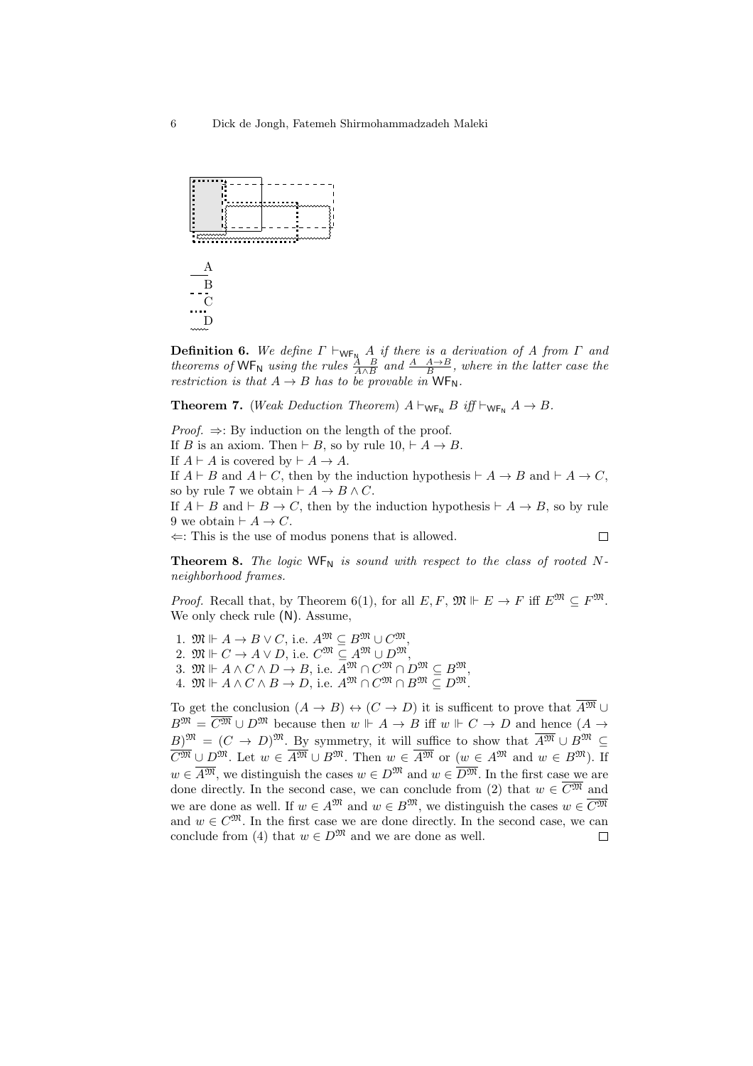A
B
C
D

**Definition 6.** *We define $\Gamma \vdash_{\mathsf{WF_N}} A$ if there is a derivation of $A$ from $\Gamma$ and theorems of $\mathsf{WF_N}$ using the rules $\frac{A \quad B}{A \wedge B}$ and $\frac{A \quad A \to B}{B}$, where in the latter case the restriction is that $A \to B$ has to be provable in $\mathsf{WF_N}$.*

**Theorem 7.** (*Weak Deduction Theorem*) $A \vdash_{\mathsf{WF_N}} B$ *iff* $\vdash_{\mathsf{WF_N}} A \to B$.

*Proof.* $\Rightarrow$: By induction on the length of the proof.
If $B$ is an axiom. Then $\vdash B$, so by rule 10, $\vdash A \to B$.
If $A \vdash A$ is covered by $\vdash A \to A$.
If $A \vdash B$ and $A \vdash C$, then by the induction hypothesis $\vdash A \to B$ and $\vdash A \to C$, so by rule 7 we obtain $\vdash A \to B \wedge C$.
If $A \vdash B$ and $\vdash B \to C$, then by the induction hypothesis $\vdash A \to B$, so by rule 9 we obtain $\vdash A \to C$.
$\Leftarrow$: This is the use of modus ponens that is allowed. $\square$

**Theorem 8.** *The logic $\mathsf{WF_N}$ is sound with respect to the class of rooted N-neighborhood frames.*

*Proof.* Recall that, by Theorem 6(1), for all $E, F$, $\mathfrak{M} \Vdash E \to F$ iff $E^{\mathfrak{M}} \subseteq F^{\mathfrak{M}}$. We only check rule (N). Assume,

1. $\mathfrak{M} \Vdash A \to B \vee C$, i.e. $A^{\mathfrak{M}} \subseteq B^{\mathfrak{M}} \cup C^{\mathfrak{M}}$,
2. $\mathfrak{M} \Vdash C \to A \vee D$, i.e. $C^{\mathfrak{M}} \subseteq A^{\mathfrak{M}} \cup D^{\mathfrak{M}}$,
3. $\mathfrak{M} \Vdash A \wedge C \wedge D \to B$, i.e. $A^{\mathfrak{M}} \cap C^{\mathfrak{M}} \cap D^{\mathfrak{M}} \subseteq B^{\mathfrak{M}}$,
4. $\mathfrak{M} \Vdash A \wedge C \wedge B \to D$, i.e. $A^{\mathfrak{M}} \cap C^{\mathfrak{M}} \cap B^{\mathfrak{M}} \subseteq D^{\mathfrak{M}}$.

To get the conclusion $(A \to B) \leftrightarrow (C \to D)$ it is sufficent to prove that $\overline{A^{\mathfrak{M}}} \cup B^{\mathfrak{M}} = \overline{C^{\mathfrak{M}}} \cup D^{\mathfrak{M}}$ because then $w \Vdash A \to B$ iff $w \Vdash C \to D$ and hence $(A \to B)^{\mathfrak{M}} = (C \to D)^{\mathfrak{M}}$. By symmetry, it will suffice to show that $\overline{A^{\mathfrak{M}}} \cup B^{\mathfrak{M}} \subseteq \overline{C^{\mathfrak{M}}} \cup D^{\mathfrak{M}}$. Let $w \in \overline{A^{\mathfrak{M}}} \cup B^{\mathfrak{M}}$. Then $w \in \overline{A^{\mathfrak{M}}}$ or ($w \in A^{\mathfrak{M}}$ and $w \in B^{\mathfrak{M}}$). If $w \in \overline{A^{\mathfrak{M}}}$, we distinguish the cases $w \in D^{\mathfrak{M}}$ and $w \in \overline{D^{\mathfrak{M}}}$. In the first case we are done directly. In the second case, we can conclude from (2) that $w \in \overline{C^{\mathfrak{M}}}$ and we are done as well. If $w \in A^{\mathfrak{M}}$ and $w \in B^{\mathfrak{M}}$, we distinguish the cases $w \in \overline{C^{\mathfrak{M}}}$ and $w \in C^{\mathfrak{M}}$. In the first case we are done directly. In the second case, we can conclude from (4) that $w \in D^{\mathfrak{M}}$ and we are done as well. $\square$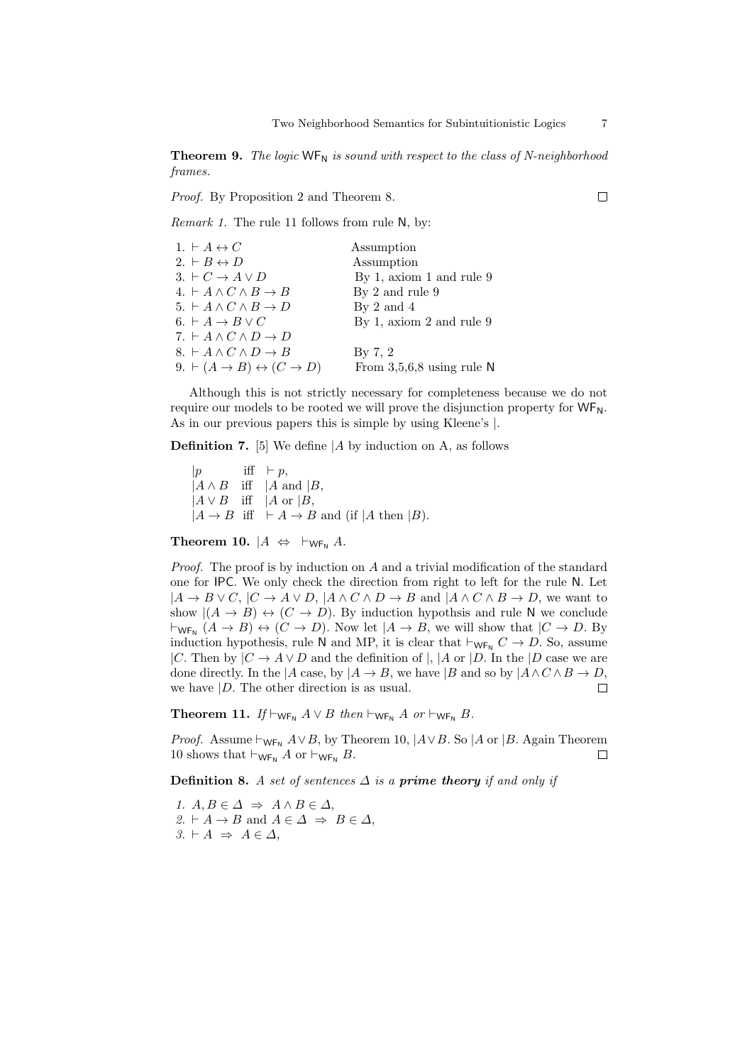**Theorem 9.** *The logic* $\mathsf{WF_N}$ *is sound with respect to the class of N-neighborhood frames.*

*Proof.* By Proposition 2 and Theorem 8. $\square$

*Remark 1.* The rule 11 follows from rule $\mathsf{N}$, by:

| | |
|---|---|
| 1. $\vdash A \leftrightarrow C$ | Assumption |
| 2. $\vdash B \leftrightarrow D$ | Assumption |
| 3. $\vdash C \to A \vee D$ | By 1, axiom 1 and rule 9 |
| 4. $\vdash A \wedge C \wedge B \to B$ | By 2 and rule 9 |
| 5. $\vdash A \wedge C \wedge B \to D$ | By 2 and 4 |
| 6. $\vdash A \to B \vee C$ | By 1, axiom 2 and rule 9 |
| 7. $\vdash A \wedge C \wedge D \to D$ | |
| 8. $\vdash A \wedge C \wedge D \to B$ | By 7, 2 |
| 9. $\vdash (A \to B) \leftrightarrow (C \to D)$ | From 3,5,6,8 using rule $\mathsf{N}$ |

Although this is not strictly necessary for completeness because we do not require our models to be rooted we will prove the disjunction property for $\mathsf{WF_N}$. As in our previous papers this is simple by using Kleene's $|$.

**Definition 7.** [5] We define $|A$ by induction on A, as follows

$|p$ iff $\vdash p$,
$|A \wedge B$ iff $|A$ and $|B$,
$|A \vee B$ iff $|A$ or $|B$,
$|A \to B$ iff $\vdash A \to B$ and (if $|A$ then $|B$).

**Theorem 10.** $|A \;\Leftrightarrow\; \vdash_{\mathsf{WF_N}} A$.

*Proof.* The proof is by induction on $A$ and a trivial modification of the standard one for $\mathsf{IPC}$. We only check the direction from right to left for the rule $\mathsf{N}$. Let $|A \to B \vee C$, $|C \to A \vee D$, $|A \wedge C \wedge D \to B$ and $|A \wedge C \wedge B \to D$, we want to show $|(A \to B) \leftrightarrow (C \to D)$. By induction hypothsis and rule $\mathsf{N}$ we conclude $\vdash_{\mathsf{WF_N}} (A \to B) \leftrightarrow (C \to D)$. Now let $|A \to B$, we will show that $|C \to D$. By induction hypothesis, rule $\mathsf{N}$ and MP, it is clear that $\vdash_{\mathsf{WF_N}} C \to D$. So, assume $|C$. Then by $|C \to A \vee D$ and the definition of $|$, $|A$ or $|D$. In the $|D$ case we are done directly. In the $|A$ case, by $|A \to B$, we have $|B$ and so by $|A \wedge C \wedge B \to D$, we have $|D$. The other direction is as usual. $\square$

**Theorem 11.** *If* $\vdash_{\mathsf{WF_N}} A \vee B$ *then* $\vdash_{\mathsf{WF_N}} A$ *or* $\vdash_{\mathsf{WF_N}} B$.

*Proof.* Assume $\vdash_{\mathsf{WF_N}} A \vee B$, by Theorem 10, $|A \vee B$. So $|A$ or $|B$. Again Theorem 10 shows that $\vdash_{\mathsf{WF_N}} A$ or $\vdash_{\mathsf{WF_N}} B$. $\square$

**Definition 8.** *A set of sentences* $\Delta$ *is a* ***prime theory*** *if and only if*

1. $A, B \in \Delta \;\Rightarrow\; A \wedge B \in \Delta$,
2. $\vdash A \to B$ and $A \in \Delta \;\Rightarrow\; B \in \Delta$,
3. $\vdash A \;\Rightarrow\; A \in \Delta$,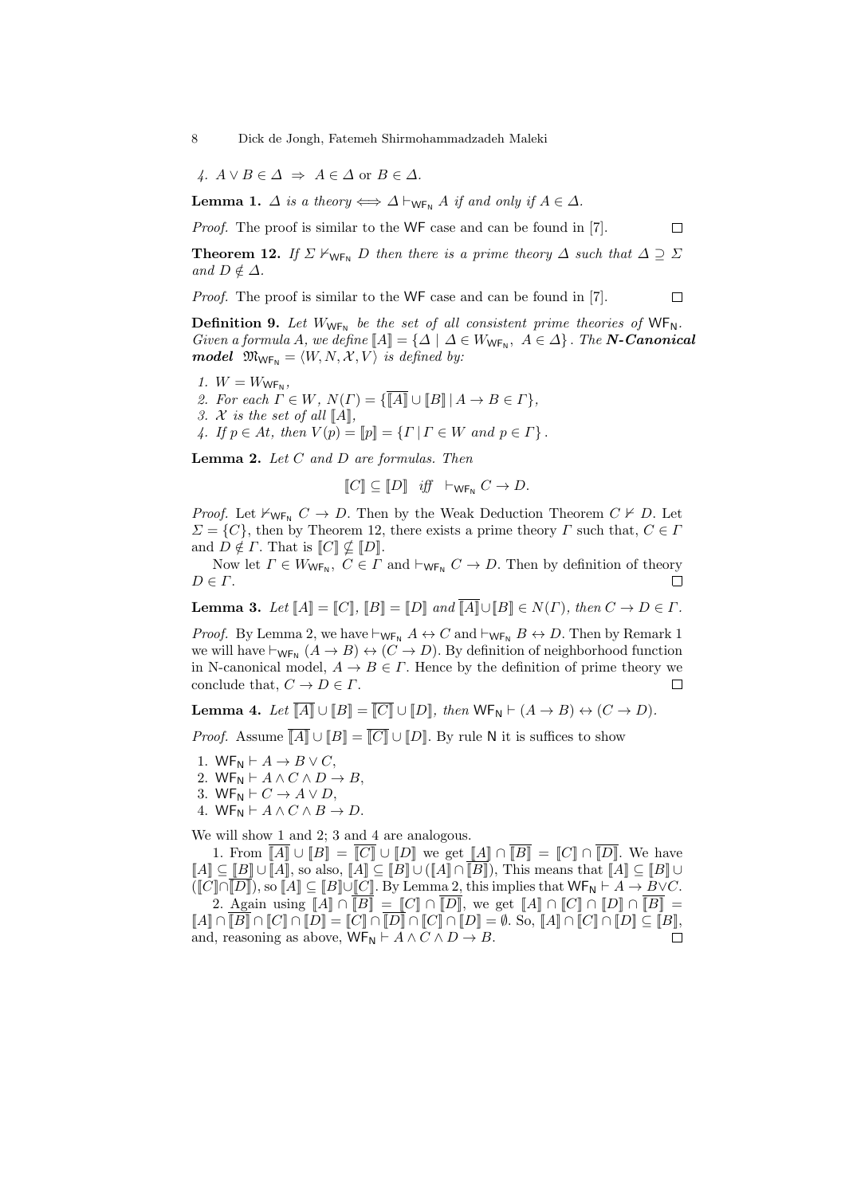4. $A \vee B \in \Delta \;\Rightarrow\; A \in \Delta$ or $B \in \Delta$.

**Lemma 1.** *$\Delta$ is a theory $\Longleftrightarrow$ $\Delta \vdash_{\mathsf{WF_N}} A$ if and only if $A \in \Delta$.*

*Proof.* The proof is similar to the WF case and can be found in [7]. $\square$

**Theorem 12.** *If $\Sigma \nvdash_{\mathsf{WF_N}} D$ then there is a prime theory $\Delta$ such that $\Delta \supseteq \Sigma$ and $D \notin \Delta$.*

*Proof.* The proof is similar to the WF case and can be found in [7]. $\square$

**Definition 9.** *Let $W_{\mathsf{WF_N}}$ be the set of all consistent prime theories of $\mathsf{WF_N}$. Given a formula $A$, we define $[\![A]\!] = \{\Delta \mid \Delta \in W_{\mathsf{WF_N}},\ A \in \Delta\}$. The **N-Canonical model** $\mathfrak{M}_{\mathsf{WF_N}} = \langle W, N, \mathcal{X}, V\rangle$ is defined by:*

1. *$W = W_{\mathsf{WF_N}}$,*
2. *For each $\Gamma \in W$, $N(\Gamma) = \{\overline{[\![A]\!]} \cup [\![B]\!] \mid A \to B \in \Gamma\}$,*
3. *$\mathcal{X}$ is the set of all $[\![A]\!]$,*
4. *If $p \in At$, then $V(p) = [\![p]\!] = \{\Gamma \mid \Gamma \in W \text{ and } p \in \Gamma\}$.*

**Lemma 2.** *Let $C$ and $D$ are formulas. Then*

$$[\![C]\!] \subseteq [\![D]\!] \quad \textit{iff} \quad \vdash_{\mathsf{WF_N}} C \to D.$$

*Proof.* Let $\nvdash_{\mathsf{WF_N}} C \to D$. Then by the Weak Deduction Theorem $C \nvdash D$. Let $\Sigma = \{C\}$, then by Theorem 12, there exists a prime theory $\Gamma$ such that, $C \in \Gamma$ and $D \notin \Gamma$. That is $[\![C]\!] \nsubseteq [\![D]\!]$.

Now let $\Gamma \in W_{\mathsf{WF_N}}$, $C \in \Gamma$ and $\vdash_{\mathsf{WF_N}} C \to D$. Then by definition of theory $D \in \Gamma$. $\square$

**Lemma 3.** *Let $[\![A]\!] = [\![C]\!]$, $[\![B]\!] = [\![D]\!]$ and $\overline{[\![A]\!]} \cup [\![B]\!] \in N(\Gamma)$, then $C \to D \in \Gamma$.*

*Proof.* By Lemma 2, we have $\vdash_{\mathsf{WF_N}} A \leftrightarrow C$ and $\vdash_{\mathsf{WF_N}} B \leftrightarrow D$. Then by Remark 1 we will have $\vdash_{\mathsf{WF_N}} (A \to B) \leftrightarrow (C \to D)$. By definition of neighborhood function in N-canonical model, $A \to B \in \Gamma$. Hence by the definition of prime theory we conclude that, $C \to D \in \Gamma$. $\square$

**Lemma 4.** *Let $\overline{[\![A]\!]} \cup [\![B]\!] = \overline{[\![C]\!]} \cup [\![D]\!]$, then $\mathsf{WF_N} \vdash (A \to B) \leftrightarrow (C \to D)$.*

*Proof.* Assume $\overline{[\![A]\!]} \cup [\![B]\!] = \overline{[\![C]\!]} \cup [\![D]\!]$. By rule N it is suffices to show

1. $\mathsf{WF_N} \vdash A \to B \vee C$,
2. $\mathsf{WF_N} \vdash A \wedge C \wedge D \to B$,
3. $\mathsf{WF_N} \vdash C \to A \vee D$,
4. $\mathsf{WF_N} \vdash A \wedge C \wedge B \to D$.

We will show 1 and 2; 3 and 4 are analogous.

1. From $\overline{[\![A]\!]} \cup [\![B]\!] = \overline{[\![C]\!]} \cup [\![D]\!]$ we get $[\![A]\!] \cap \overline{[\![B]\!]} = [\![C]\!] \cap \overline{[\![D]\!]}$. We have $[\![A]\!] \subseteq [\![B]\!] \cup [\![A]\!]$, so also, $[\![A]\!] \subseteq [\![B]\!] \cup ([\![A]\!] \cap \overline{[\![B]\!]})$, This means that $[\![A]\!] \subseteq [\![B]\!] \cup ([\![C]\!] \cap \overline{[\![D]\!]})$, so $[\![A]\!] \subseteq [\![B]\!] \cup [\![C]\!]$. By Lemma 2, this implies that $\mathsf{WF_N} \vdash A \to B \vee C$.

2. Again using $[\![A]\!] \cap \overline{[\![B]\!]} = [\![C]\!] \cap \overline{[\![D]\!]}$, we get $[\![A]\!] \cap [\![C]\!] \cap [\![D]\!] \cap \overline{[\![B]\!]} = [\![A]\!] \cap \overline{[\![B]\!]} \cap [\![C]\!] \cap [\![D]\!] = [\![C]\!] \cap \overline{[\![D]\!]} \cap [\![C]\!] \cap [\![D]\!] = \emptyset$. So, $[\![A]\!] \cap [\![C]\!] \cap [\![D]\!] \subseteq [\![B]\!]$, and, reasoning as above, $\mathsf{WF_N} \vdash A \wedge C \wedge D \to B$. $\square$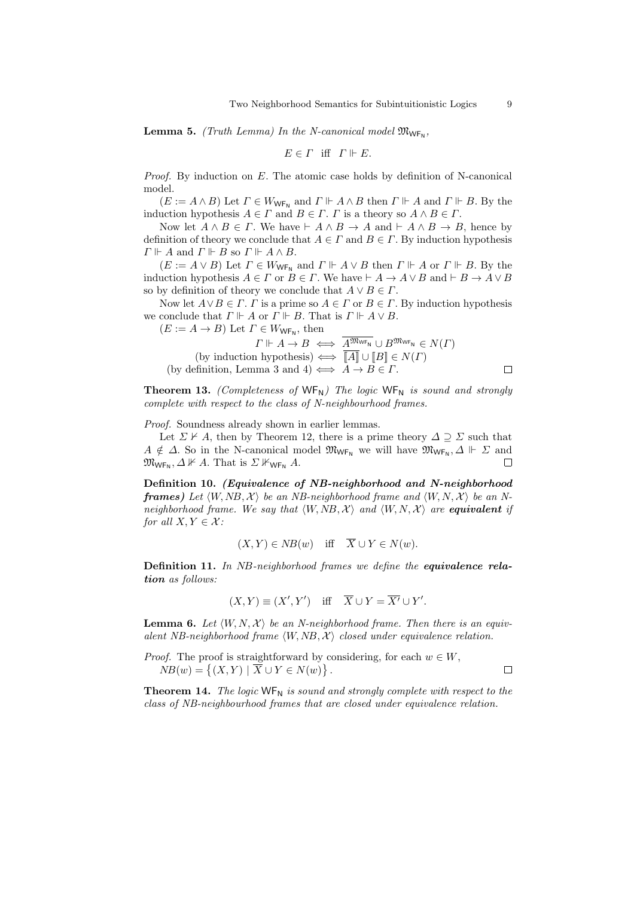**Lemma 5.** *(Truth Lemma) In the N-canonical model $\mathfrak{M}_{\mathsf{WF_N}}$,*

$$E \in \Gamma \quad \text{iff} \quad \Gamma \Vdash E.$$

*Proof.* By induction on $E$. The atomic case holds by definition of N-canonical model.

($E := A \wedge B$) Let $\Gamma \in W_{\mathsf{WF_N}}$ and $\Gamma \Vdash A \wedge B$ then $\Gamma \Vdash A$ and $\Gamma \Vdash B$. By the induction hypothesis $A \in \Gamma$ and $B \in \Gamma$. $\Gamma$ is a theory so $A \wedge B \in \Gamma$.

Now let $A \wedge B \in \Gamma$. We have $\vdash A \wedge B \to A$ and $\vdash A \wedge B \to B$, hence by definition of theory we conclude that $A \in \Gamma$ and $B \in \Gamma$. By induction hypothesis $\Gamma \Vdash A$ and $\Gamma \Vdash B$ so $\Gamma \Vdash A \wedge B$.

($E := A \vee B$) Let $\Gamma \in W_{\mathsf{WF_N}}$ and $\Gamma \Vdash A \vee B$ then $\Gamma \Vdash A$ or $\Gamma \Vdash B$. By the induction hypothesis $A \in \Gamma$ or $B \in \Gamma$. We have $\vdash A \to A \vee B$ and $\vdash B \to A \vee B$ so by definition of theory we conclude that $A \vee B \in \Gamma$.

Now let $A \vee B \in \Gamma$. $\Gamma$ is a prime so $A \in \Gamma$ or $B \in \Gamma$. By induction hypothesis we conclude that $\Gamma \Vdash A$ or $\Gamma \Vdash B$. That is $\Gamma \Vdash A \vee B$.

($E := A \to B$) Let $\Gamma \in W_{\mathsf{WF_N}}$, then

$$\begin{aligned}
\Gamma \Vdash A \to B &\iff \overline{A^{\mathfrak{M}_{\mathsf{WF_N}}}} \cup B^{\mathfrak{M}_{\mathsf{WF_N}}} \in N(\Gamma) \\
\text{(by induction hypothesis)} &\iff \overline{[\![A]\!]} \cup [\![B]\!] \in N(\Gamma) \\
\text{(by definition, Lemma 3 and 4)} &\iff A \to B \in \Gamma.
\end{aligned}$$

□

**Theorem 13.** *(Completeness of $\mathsf{WF_N}$) The logic $\mathsf{WF_N}$ is sound and strongly complete with respect to the class of N-neighbourhood frames.*

*Proof.* Soundness already shown in earlier lemmas.

Let $\Sigma \nvdash A$, then by Theorem 12, there is a prime theory $\Delta \supseteq \Sigma$ such that $A \notin \Delta$. So in the N-canonical model $\mathfrak{M}_{\mathsf{WF_N}}$ we will have $\mathfrak{M}_{\mathsf{WF_N}}, \Delta \Vdash \Sigma$ and $\mathfrak{M}_{\mathsf{WF_N}}, \Delta \nVdash A$. That is $\Sigma \nVdash_{\mathsf{WF_N}} A$. □

**Definition 10.** ***(Equivalence of NB-neighborhood and N-neighborhood frames)*** *Let $\langle W, NB, \mathcal{X}\rangle$ be an NB-neighborhood frame and $\langle W, N, \mathcal{X}\rangle$ be an N-neighborhood frame. We say that $\langle W, NB, \mathcal{X}\rangle$ and $\langle W, N, \mathcal{X}\rangle$ are **equivalent** if for all $X, Y \in \mathcal{X}$:*

$$(X, Y) \in NB(w) \quad \text{iff} \quad \overline{X} \cup Y \in N(w).$$

**Definition 11.** *In NB-neighborhood frames we define the **equivalence relation** as follows:*

$$(X, Y) \equiv (X', Y') \quad \text{iff} \quad \overline{X} \cup Y = \overline{X'} \cup Y'.$$

**Lemma 6.** *Let $\langle W, N, \mathcal{X}\rangle$ be an N-neighborhood frame. Then there is an equivalent NB-neighborhood frame $\langle W, NB, \mathcal{X}\rangle$ closed under equivalence relation.*

*Proof.* The proof is straightforward by considering, for each $w \in W$,
$NB(w) = \left\{(X, Y) \mid \overline{X} \cup Y \in N(w)\right\}$. □

**Theorem 14.** *The logic $\mathsf{WF_N}$ is sound and strongly complete with respect to the class of NB-neighbourhood frames that are closed under equivalence relation.*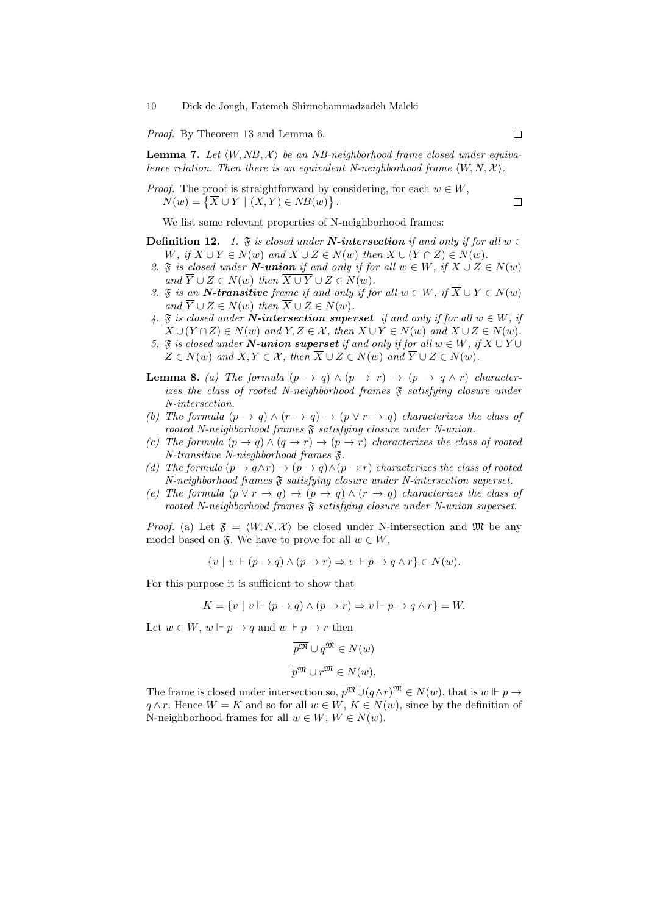*Proof.* By Theorem 13 and Lemma 6. □

**Lemma 7.** *Let $\langle W, NB, \mathcal{X}\rangle$ be an NB-neighborhood frame closed under equivalence relation. Then there is an equivalent N-neighborhood frame $\langle W, N, \mathcal{X}\rangle$.*

*Proof.* The proof is straightforward by considering, for each $w \in W$, $N(w) = \left\{\overline{X} \cup Y \mid (X, Y) \in NB(w)\right\}$. □

We list some relevant properties of N-neighborhood frames:

**Definition 12.** 
1. *$\mathfrak{F}$ is closed under **N-intersection** if and only if for all $w \in W$, if $\overline{X} \cup Y \in N(w)$ and $\overline{X} \cup Z \in N(w)$ then $\overline{X} \cup (Y \cap Z) \in N(w)$.*
2. *$\mathfrak{F}$ is closed under **N-union** if and only if for all $w \in W$, if $\overline{X} \cup Z \in N(w)$ and $\overline{Y} \cup Z \in N(w)$ then $\overline{X \cup Y} \cup Z \in N(w)$.*
3. *$\mathfrak{F}$ is an **N-transitive** frame if and only if for all $w \in W$, if $\overline{X} \cup Y \in N(w)$ and $\overline{Y} \cup Z \in N(w)$ then $\overline{X} \cup Z \in N(w)$.*
4. *$\mathfrak{F}$ is closed under **N-intersection superset** if and only if for all $w \in W$, if $\overline{X} \cup (Y \cap Z) \in N(w)$ and $Y, Z \in \mathcal{X}$, then $\overline{X} \cup Y \in N(w)$ and $\overline{X} \cup Z \in N(w)$.*
5. *$\mathfrak{F}$ is closed under **N-union superset** if and only if for all $w \in W$, if $\overline{X \cup Y} \cup Z \in N(w)$ and $X, Y \in \mathcal{X}$, then $\overline{X} \cup Z \in N(w)$ and $\overline{Y} \cup Z \in N(w)$.*

**Lemma 8.** 
*(a) The formula $(p \to q) \wedge (p \to r) \to (p \to q \wedge r)$ characterizes the class of rooted N-neighborhood frames $\mathfrak{F}$ satisfying closure under N-intersection.*

*(b) The formula $(p \to q) \wedge (r \to q) \to (p \vee r \to q)$ characterizes the class of rooted N-neighborhood frames $\mathfrak{F}$ satisfying closure under N-union.*

*(c) The formula $(p \to q) \wedge (q \to r) \to (p \to r)$ characterizes the class of rooted N-transitive N-nieghborhood frames $\mathfrak{F}$.*

*(d) The formula $(p \to q \wedge r) \to (p \to q) \wedge (p \to r)$ characterizes the class of rooted N-neighborhood frames $\mathfrak{F}$ satisfying closure under N-intersection superset.*

*(e) The formula $(p \vee r \to q) \to (p \to q) \wedge (r \to q)$ characterizes the class of rooted N-neighborhood frames $\mathfrak{F}$ satisfying closure under N-union superset.*

*Proof.* (a) Let $\mathfrak{F} = \langle W, N, \mathcal{X}\rangle$ be closed under N-intersection and $\mathfrak{M}$ be any model based on $\mathfrak{F}$. We have to prove for all $w \in W$,

$$\{v \mid v \Vdash (p \to q) \wedge (p \to r) \Rightarrow v \Vdash p \to q \wedge r\} \in N(w).$$

For this purpose it is sufficient to show that

$$K = \{v \mid v \Vdash (p \to q) \wedge (p \to r) \Rightarrow v \Vdash p \to q \wedge r\} = W.$$

Let $w \in W$, $w \Vdash p \to q$ and $w \Vdash p \to r$ then

$$\overline{p^{\mathfrak{M}}} \cup q^{\mathfrak{M}} \in N(w)$$

$$\overline{p^{\mathfrak{M}}} \cup r^{\mathfrak{M}} \in N(w).$$

The frame is closed under intersection so, $\overline{p^{\mathfrak{M}}} \cup (q \wedge r)^{\mathfrak{M}} \in N(w)$, that is $w \Vdash p \to q \wedge r$. Hence $W = K$ and so for all $w \in W$, $K \in N(w)$, since by the definition of N-neighborhood frames for all $w \in W$, $W \in N(w)$.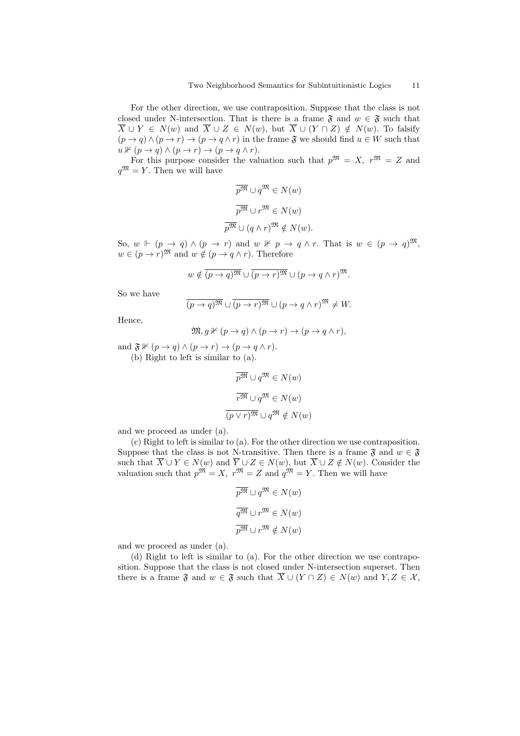For the other direction, we use contraposition. Suppose that the class is not closed under N-intersection. That is there is a frame $\mathfrak{F}$ and $w \in \mathfrak{F}$ such that $\overline{X} \cup Y \in N(w)$ and $\overline{X} \cup Z \in N(w)$, but $\overline{X} \cup (Y \cap Z) \notin N(w)$. To falsify $(p \to q) \wedge (p \to r) \to (p \to q \wedge r)$ in the frame $\mathfrak{F}$ we should find $u \in W$ such that $u \nVdash (p \to q) \wedge (p \to r) \to (p \to q \wedge r)$.

For this purpose consider the valuation such that $p^{\mathfrak{M}} = X$, $r^{\mathfrak{M}} = Z$ and $q^{\mathfrak{M}} = Y$. Then we will have

$$\overline{p^{\mathfrak{M}}} \cup q^{\mathfrak{M}} \in N(w)$$

$$\overline{p^{\mathfrak{M}}} \cup r^{\mathfrak{M}} \in N(w)$$

$$\overline{p^{\mathfrak{M}}} \cup (q \wedge r)^{\mathfrak{M}} \notin N(w).$$

So, $w \Vdash (p \to q) \wedge (p \to r)$ and $w \nVdash p \to q \wedge r$. That is $w \in (p \to q)^{\mathfrak{M}}$, $w \in (p \to r)^{\mathfrak{M}}$ and $w \notin (p \to q \wedge r)$. Therefore

$$w \notin \overline{(p \to q)^{\mathfrak{M}}} \cup \overline{(p \to r)^{\mathfrak{M}}} \cup (p \to q \wedge r)^{\mathfrak{M}}.$$

So we have

$$\overline{(p \to q)^{\mathfrak{M}}} \cup \overline{(p \to r)^{\mathfrak{M}}} \cup (p \to q \wedge r)^{\mathfrak{M}} \neq W.$$

Hence,

$$\mathfrak{M}, g \nVdash (p \to q) \wedge (p \to r) \to (p \to q \wedge r),$$

and $\mathfrak{F} \nVdash (p \to q) \wedge (p \to r) \to (p \to q \wedge r)$.

(b) Right to left is similar to (a).

$$\overline{p^{\mathfrak{M}}} \cup q^{\mathfrak{M}} \in N(w)$$

$$\overline{r^{\mathfrak{M}}} \cup q^{\mathfrak{M}} \in N(w)$$

$$\overline{(p \vee r)^{\mathfrak{M}}} \cup q^{\mathfrak{M}} \notin N(w)$$

and we proceed as under (a).

(c) Right to left is similar to (a). For the other direction we use contraposition. Suppose that the class is not N-transitive. Then there is a frame $\mathfrak{F}$ and $w \in \mathfrak{F}$ such that $\overline{X} \cup Y \in N(w)$ and $\overline{Y} \cup Z \in N(w)$, but $\overline{X} \cup Z \notin N(w)$. Consider the valuation such that $p^{\mathfrak{M}} = X$, $r^{\mathfrak{M}} = Z$ and $q^{\mathfrak{M}} = Y$. Then we will have

$$\overline{p^{\mathfrak{M}}} \cup q^{\mathfrak{M}} \in N(w)$$

$$\overline{q^{\mathfrak{M}}} \cup r^{\mathfrak{M}} \in N(w)$$

$$\overline{p^{\mathfrak{M}}} \cup r^{\mathfrak{M}} \notin N(w)$$

and we proceed as under (a).

(d) Right to left is similar to (a). For the other direction we use contraposition. Suppose that the class is not closed under N-intersection superset. Then there is a frame $\mathfrak{F}$ and $w \in \mathfrak{F}$ such that $\overline{X} \cup (Y \cap Z) \in N(w)$ and $Y, Z \in \mathcal{X}$,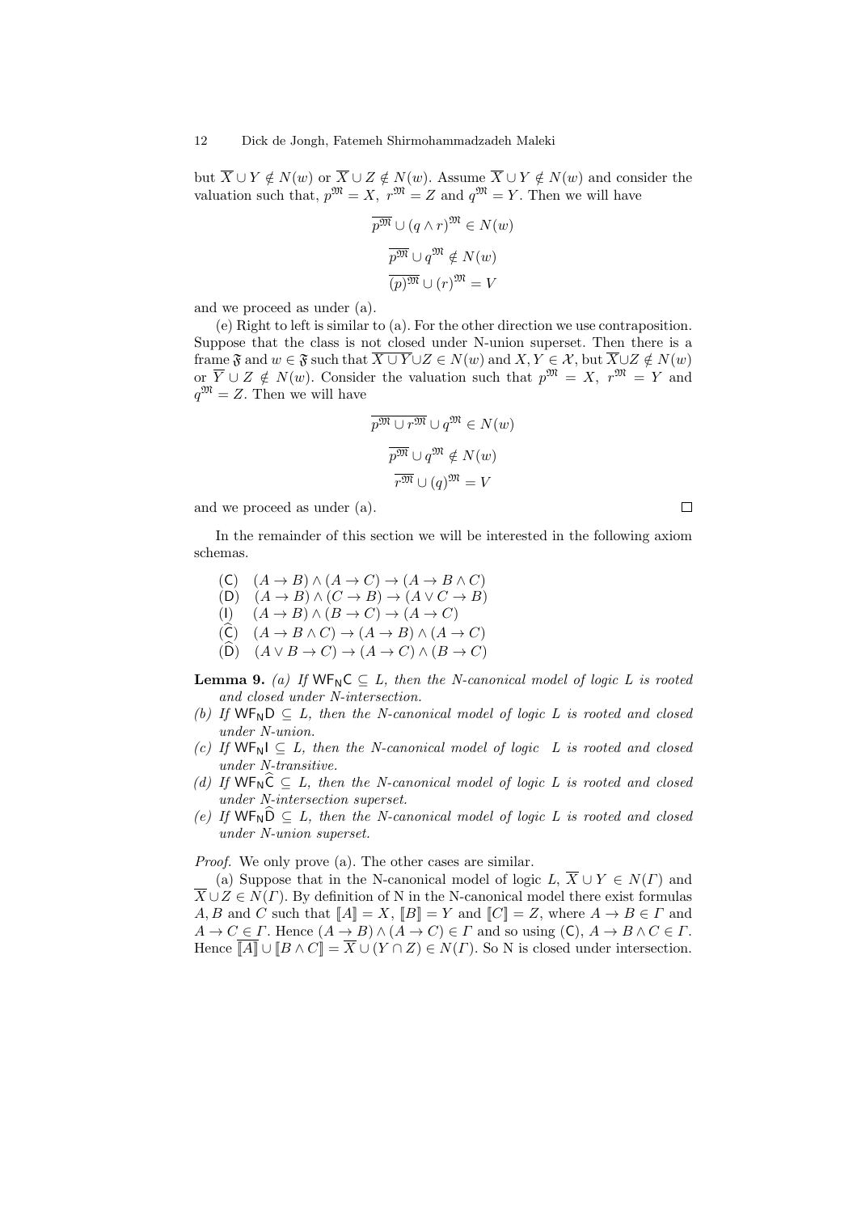but $\overline{X} \cup Y \notin N(w)$ or $\overline{X} \cup Z \notin N(w)$. Assume $\overline{X} \cup Y \notin N(w)$ and consider the valuation such that, $p^{\mathfrak{M}} = X$, $r^{\mathfrak{M}} = Z$ and $q^{\mathfrak{M}} = Y$. Then we will have

$$\overline{p^{\mathfrak{M}}} \cup (q \wedge r)^{\mathfrak{M}} \in N(w)$$

$$\overline{p^{\mathfrak{M}}} \cup q^{\mathfrak{M}} \notin N(w)$$

$$\overline{(p)^{\mathfrak{M}}} \cup (r)^{\mathfrak{M}} = V$$

and we proceed as under (a).

(e) Right to left is similar to (a). For the other direction we use contraposition. Suppose that the class is not closed under N-union superset. Then there is a frame $\mathfrak{F}$ and $w \in \mathfrak{F}$ such that $\overline{X \cup Y} \cup Z \in N(w)$ and $X, Y \in \mathcal{X}$, but $\overline{X} \cup Z \notin N(w)$ or $\overline{Y} \cup Z \notin N(w)$. Consider the valuation such that $p^{\mathfrak{M}} = X$, $r^{\mathfrak{M}} = Y$ and $q^{\mathfrak{M}} = Z$. Then we will have

$$\overline{p^{\mathfrak{M}} \cup r^{\mathfrak{M}}} \cup q^{\mathfrak{M}} \in N(w)$$

$$\overline{p^{\mathfrak{M}}} \cup q^{\mathfrak{M}} \notin N(w)$$

$$\overline{r^{\mathfrak{M}}} \cup (q)^{\mathfrak{M}} = V$$

and we proceed as under (a). □

In the remainder of this section we will be interested in the following axiom schemas.

- (C) $(A \to B) \wedge (A \to C) \to (A \to B \wedge C)$
- (D) $(A \to B) \wedge (C \to B) \to (A \vee C \to B)$
- (I) $(A \to B) \wedge (B \to C) \to (A \to C)$
- ($\widehat{\mathsf{C}}$) $(A \to B \wedge C) \to (A \to B) \wedge (A \to C)$
- ($\widehat{\mathsf{D}}$) $(A \vee B \to C) \to (A \to C) \wedge (B \to C)$

**Lemma 9.** *(a) If $\mathsf{WF_N C} \subseteq L$, then the N-canonical model of logic $L$ is rooted and closed under N-intersection.*

*(b) If $\mathsf{WF_N D} \subseteq L$, then the N-canonical model of logic $L$ is rooted and closed under N-union.*

*(c) If $\mathsf{WF_N I} \subseteq L$, then the N-canonical model of logic $L$ is rooted and closed under N-transitive.*

*(d) If $\mathsf{WF_N \widehat{C}} \subseteq L$, then the N-canonical model of logic $L$ is rooted and closed under N-intersection superset.*

*(e) If $\mathsf{WF_N \widehat{D}} \subseteq L$, then the N-canonical model of logic $L$ is rooted and closed under N-union superset.*

*Proof.* We only prove (a). The other cases are similar.

(a) Suppose that in the N-canonical model of logic $L$, $\overline{X} \cup Y \in N(\Gamma)$ and $\overline{X} \cup Z \in N(\Gamma)$. By definition of N in the N-canonical model there exist formulas $A, B$ and $C$ such that $[\![A]\!] = X$, $[\![B]\!] = Y$ and $[\![C]\!] = Z$, where $A \to B \in \Gamma$ and $A \to C \in \Gamma$. Hence $(A \to B) \wedge (A \to C) \in \Gamma$ and so using (C), $A \to B \wedge C \in \Gamma$. Hence $\overline{[\![A]\!]} \cup [\![B \wedge C]\!] = \overline{X} \cup (Y \cap Z) \in N(\Gamma)$. So N is closed under intersection.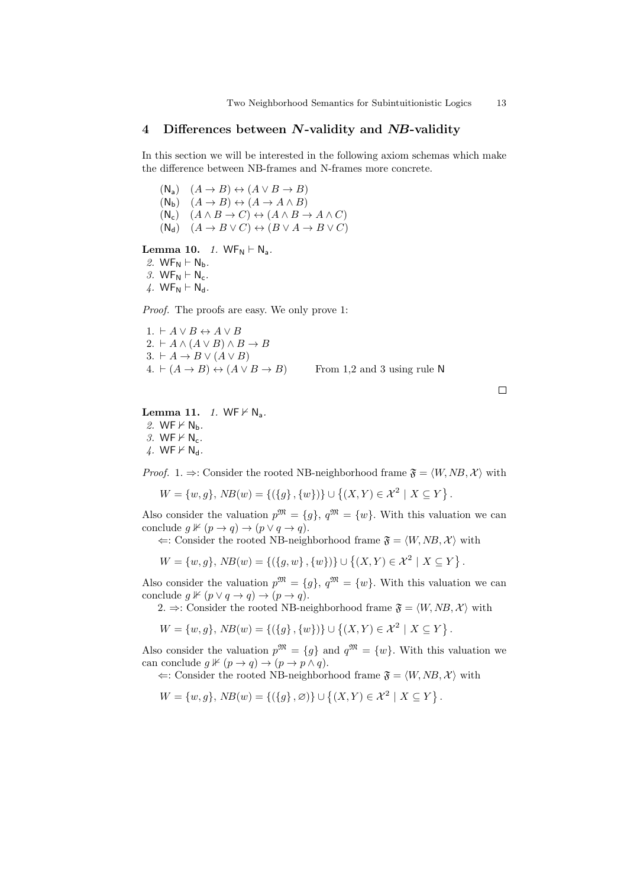## 4 Differences between *N*-validity and *NB*-validity

In this section we will be interested in the following axiom schemas which make the difference between NB-frames and N-frames more concrete.

($\mathsf{N_a}$) $(A \to B) \leftrightarrow (A \vee B \to B)$
($\mathsf{N_b}$) $(A \to B) \leftrightarrow (A \to A \wedge B)$
($\mathsf{N_c}$) $(A \wedge B \to C) \leftrightarrow (A \wedge B \to A \wedge C)$
($\mathsf{N_d}$) $(A \to B \vee C) \leftrightarrow (B \vee A \to B \vee C)$

**Lemma 10.** *1.* $\mathsf{WF_N} \vdash \mathsf{N_a}$.
*2.* $\mathsf{WF_N} \vdash \mathsf{N_b}$.
*3.* $\mathsf{WF_N} \vdash \mathsf{N_c}$.
*4.* $\mathsf{WF_N} \vdash \mathsf{N_d}$.

*Proof.* The proofs are easy. We only prove 1:

1. $\vdash A \vee B \leftrightarrow A \vee B$
2. $\vdash A \wedge (A \vee B) \wedge B \to B$
3. $\vdash A \to B \vee (A \vee B)$
4. $\vdash (A \to B) \leftrightarrow (A \vee B \to B)$ From 1,2 and 3 using rule $\mathsf{N}$

□

**Lemma 11.** *1.* $\mathsf{WF} \nvdash \mathsf{N_a}$.
*2.* $\mathsf{WF} \nvdash \mathsf{N_b}$.
*3.* $\mathsf{WF} \nvdash \mathsf{N_c}$.
*4.* $\mathsf{WF} \nvdash \mathsf{N_d}$.

*Proof.* 1. $\Rightarrow$: Consider the rooted NB-neighborhood frame $\mathfrak{F} = \langle W, NB, \mathcal{X} \rangle$ with

$$W = \{w, g\},\ NB(w) = \{(\{g\}, \{w\})\} \cup \left\{(X, Y) \in \mathcal{X}^2 \mid X \subseteq Y\right\}.$$

Also consider the valuation $p^{\mathfrak{M}} = \{g\}$, $q^{\mathfrak{M}} = \{w\}$. With this valuation we can conclude $g \nVdash (p \to q) \to (p \vee q \to q)$.

$\Leftarrow$: Consider the rooted NB-neighborhood frame $\mathfrak{F} = \langle W, NB, \mathcal{X} \rangle$ with

$$W = \{w, g\},\ NB(w) = \{(\{g, w\}, \{w\})\} \cup \left\{(X, Y) \in \mathcal{X}^2 \mid X \subseteq Y\right\}.$$

Also consider the valuation $p^{\mathfrak{M}} = \{g\}$, $q^{\mathfrak{M}} = \{w\}$. With this valuation we can conclude $g \nVdash (p \vee q \to q) \to (p \to q)$.

2. $\Rightarrow$: Consider the rooted NB-neighborhood frame $\mathfrak{F} = \langle W, NB, \mathcal{X} \rangle$ with

$$W = \{w, g\},\ NB(w) = \{(\{g\}, \{w\})\} \cup \left\{(X, Y) \in \mathcal{X}^2 \mid X \subseteq Y\right\}.$$

Also consider the valuation $p^{\mathfrak{M}} = \{g\}$ and $q^{\mathfrak{M}} = \{w\}$. With this valuation we can conclude $g \nVdash (p \to q) \to (p \to p \wedge q)$.

$\Leftarrow$: Consider the rooted NB-neighborhood frame $\mathfrak{F} = \langle W, NB, \mathcal{X} \rangle$ with

$$W = \{w, g\},\ NB(w) = \{(\{g\}, \varnothing)\} \cup \left\{(X, Y) \in \mathcal{X}^2 \mid X \subseteq Y\right\}.$$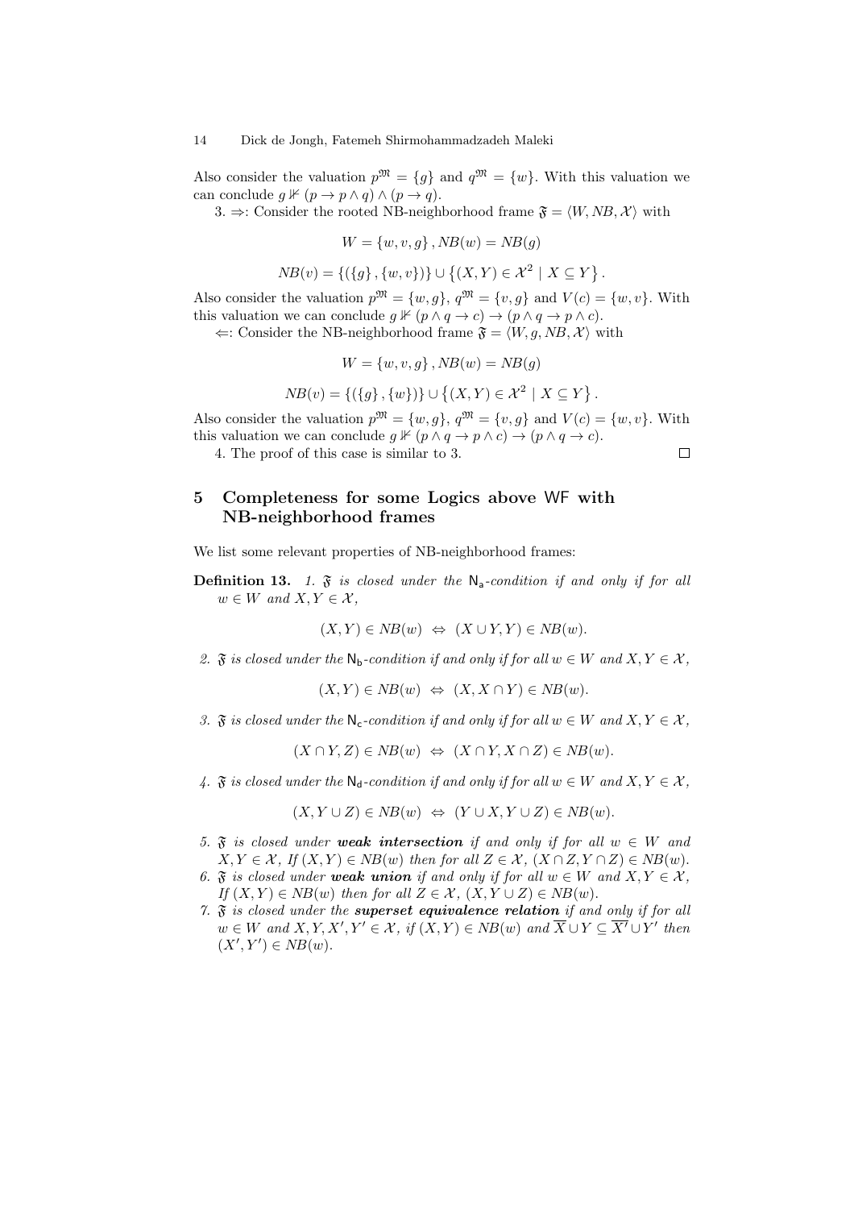Also consider the valuation $p^{\mathfrak{M}} = \{g\}$ and $q^{\mathfrak{M}} = \{w\}$. With this valuation we can conclude $g \nVdash (p \to p \wedge q) \wedge (p \to q)$.

3. $\Rightarrow$: Consider the rooted NB-neighborhood frame $\mathfrak{F} = \langle W, NB, \mathcal{X} \rangle$ with

$$W = \{w, v, g\}, NB(w) = NB(g)$$

$$NB(v) = \{(\{g\}, \{w, v\})\} \cup \{(X, Y) \in \mathcal{X}^2 \mid X \subseteq Y\}.$$

Also consider the valuation $p^{\mathfrak{M}} = \{w, g\}$, $q^{\mathfrak{M}} = \{v, g\}$ and $V(c) = \{w, v\}$. With this valuation we can conclude $g \nVdash (p \wedge q \to c) \to (p \wedge q \to p \wedge c)$.

$\Leftarrow$: Consider the NB-neighborhood frame $\mathfrak{F} = \langle W, g, NB, \mathcal{X} \rangle$ with

$$W = \{w, v, g\}, NB(w) = NB(g)$$

$$NB(v) = \{(\{g\}, \{w\})\} \cup \{(X, Y) \in \mathcal{X}^2 \mid X \subseteq Y\}.$$

Also consider the valuation $p^{\mathfrak{M}} = \{w, g\}$, $q^{\mathfrak{M}} = \{v, g\}$ and $V(c) = \{w, v\}$. With this valuation we can conclude $g \nVdash (p \wedge q \to p \wedge c) \to (p \wedge q \to c)$.

4. The proof of this case is similar to 3. $\square$

## 5 Completeness for some Logics above WF with NB-neighborhood frames

We list some relevant properties of NB-neighborhood frames:

**Definition 13.** *1. $\mathfrak{F}$ is closed under the $\mathsf{N_a}$-condition if and only if for all $w \in W$ and $X, Y \in \mathcal{X}$,*

$$(X, Y) \in NB(w) \ \Leftrightarrow \ (X \cup Y, Y) \in NB(w).$$

*2. $\mathfrak{F}$ is closed under the $\mathsf{N_b}$-condition if and only if for all $w \in W$ and $X, Y \in \mathcal{X}$,*

$$(X, Y) \in NB(w) \ \Leftrightarrow \ (X, X \cap Y) \in NB(w).$$

*3. $\mathfrak{F}$ is closed under the $\mathsf{N_c}$-condition if and only if for all $w \in W$ and $X, Y \in \mathcal{X}$,*

$$(X \cap Y, Z) \in NB(w) \ \Leftrightarrow \ (X \cap Y, X \cap Z) \in NB(w).$$

*4. $\mathfrak{F}$ is closed under the $\mathsf{N_d}$-condition if and only if for all $w \in W$ and $X, Y \in \mathcal{X}$,*

$$(X, Y \cup Z) \in NB(w) \ \Leftrightarrow \ (Y \cup X, Y \cup Z) \in NB(w).$$

*5. $\mathfrak{F}$ is closed under **weak intersection** if and only if for all $w \in W$ and $X, Y \in \mathcal{X}$, If $(X, Y) \in NB(w)$ then for all $Z \in \mathcal{X}$, $(X \cap Z, Y \cap Z) \in NB(w)$.*

*6. $\mathfrak{F}$ is closed under **weak union** if and only if for all $w \in W$ and $X, Y \in \mathcal{X}$, If $(X, Y) \in NB(w)$ then for all $Z \in \mathcal{X}$, $(X, Y \cup Z) \in NB(w)$.*

*7. $\mathfrak{F}$ is closed under the **superset equivalence relation** if and only if for all $w \in W$ and $X, Y, X', Y' \in \mathcal{X}$, if $(X, Y) \in NB(w)$ and $\overline{X} \cup Y \subseteq \overline{X'} \cup Y'$ then $(X', Y') \in NB(w)$.*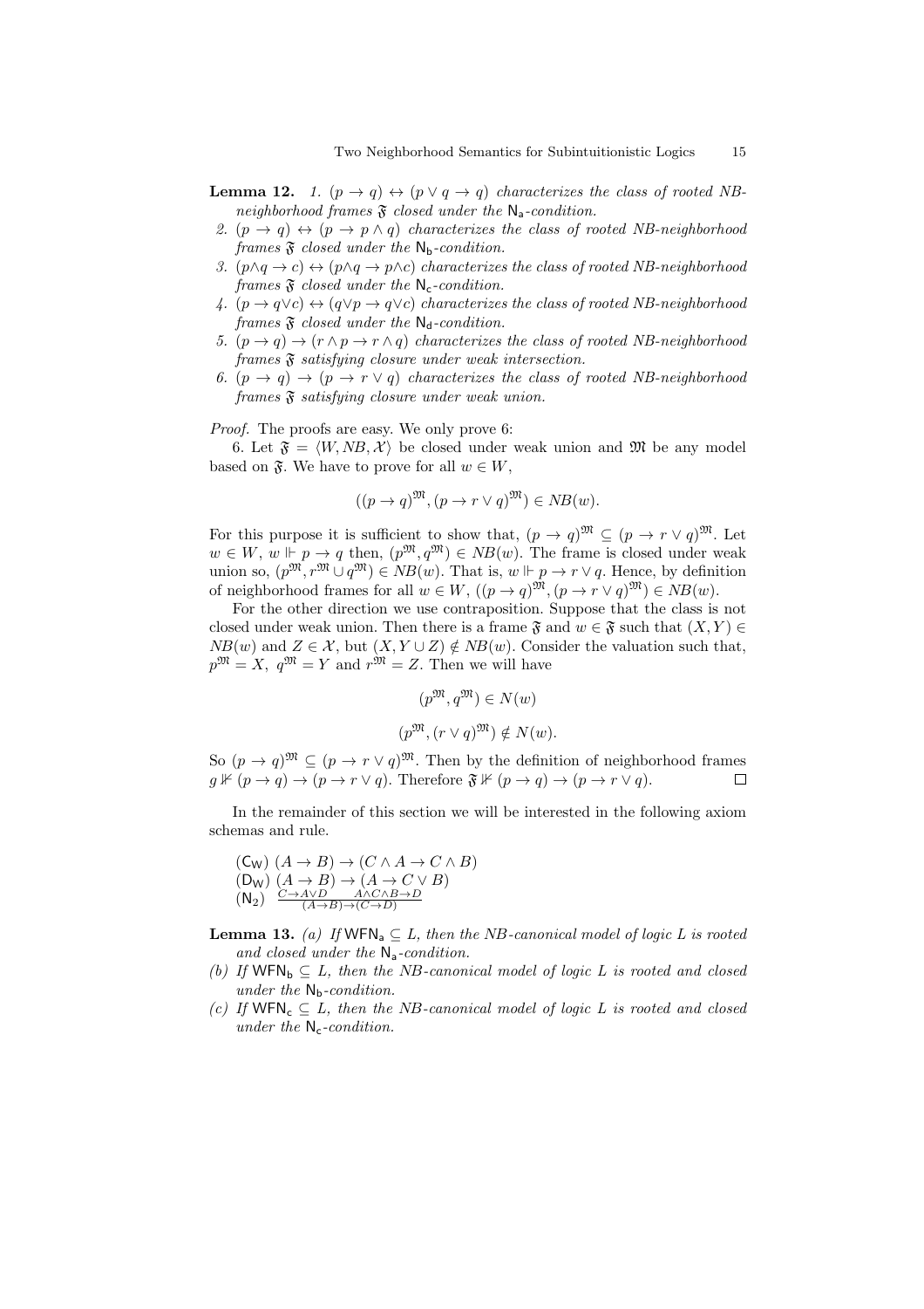**Lemma 12.** *1.* $(p \to q) \leftrightarrow (p \vee q \to q)$ *characterizes the class of rooted NB-neighborhood frames* $\mathfrak{F}$ *closed under the* $\mathsf{N_a}$*-condition.*

*2.* $(p \to q) \leftrightarrow (p \to p \wedge q)$ *characterizes the class of rooted NB-neighborhood frames* $\mathfrak{F}$ *closed under the* $\mathsf{N_b}$*-condition.*

*3.* $(p \wedge q \to c) \leftrightarrow (p \wedge q \to p \wedge c)$ *characterizes the class of rooted NB-neighborhood frames* $\mathfrak{F}$ *closed under the* $\mathsf{N_c}$*-condition.*

*4.* $(p \to q \vee c) \leftrightarrow (q \vee p \to q \vee c)$ *characterizes the class of rooted NB-neighborhood frames* $\mathfrak{F}$ *closed under the* $\mathsf{N_d}$*-condition.*

*5.* $(p \to q) \to (r \wedge p \to r \wedge q)$ *characterizes the class of rooted NB-neighborhood frames* $\mathfrak{F}$ *satisfying closure under weak intersection.*

*6.* $(p \to q) \to (p \to r \vee q)$ *characterizes the class of rooted NB-neighborhood frames* $\mathfrak{F}$ *satisfying closure under weak union.*

*Proof.* The proofs are easy. We only prove 6:

6. Let $\mathfrak{F} = \langle W, NB, \mathcal{X} \rangle$ be closed under weak union and $\mathfrak{M}$ be any model based on $\mathfrak{F}$. We have to prove for all $w \in W$,

$$((p \to q)^{\mathfrak{M}}, (p \to r \vee q)^{\mathfrak{M}}) \in NB(w).$$

For this purpose it is sufficient to show that, $(p \to q)^{\mathfrak{M}} \subseteq (p \to r \vee q)^{\mathfrak{M}}$. Let $w \in W$, $w \Vdash p \to q$ then, $(p^{\mathfrak{M}}, q^{\mathfrak{M}}) \in NB(w)$. The frame is closed under weak union so, $(p^{\mathfrak{M}}, r^{\mathfrak{M}} \cup q^{\mathfrak{M}}) \in NB(w)$. That is, $w \Vdash p \to r \vee q$. Hence, by definition of neighborhood frames for all $w \in W$, $((p \to q)^{\mathfrak{M}}, (p \to r \vee q)^{\mathfrak{M}}) \in NB(w)$.

For the other direction we use contraposition. Suppose that the class is not closed under weak union. Then there is a frame $\mathfrak{F}$ and $w \in \mathfrak{F}$ such that $(X, Y) \in NB(w)$ and $Z \in \mathcal{X}$, but $(X, Y \cup Z) \notin NB(w)$. Consider the valuation such that, $p^{\mathfrak{M}} = X$, $q^{\mathfrak{M}} = Y$ and $r^{\mathfrak{M}} = Z$. Then we will have

$$(p^{\mathfrak{M}}, q^{\mathfrak{M}}) \in N(w)$$

$$(p^{\mathfrak{M}}, (r \vee q)^{\mathfrak{M}}) \notin N(w).$$

So $(p \to q)^{\mathfrak{M}} \subseteq (p \to r \vee q)^{\mathfrak{M}}$. Then by the definition of neighborhood frames $g \nVdash (p \to q) \to (p \to r \vee q)$. Therefore $\mathfrak{F} \nVdash (p \to q) \to (p \to r \vee q)$. $\square$

In the remainder of this section we will be interested in the following axiom schemas and rule.

$(\mathsf{C_W})$ $(A \to B) \to (C \wedge A \to C \wedge B)$

$(\mathsf{D_W})$ $(A \to B) \to (A \to C \vee B)$

$(\mathsf{N_2})$ $\dfrac{C \to A \vee D \qquad A \wedge C \wedge B \to D}{(A \to B) \to (C \to D)}$

**Lemma 13.** *(a) If* $\mathsf{WFN_a} \subseteq L$*, then the NB-canonical model of logic* $L$ *is rooted and closed under the* $\mathsf{N_a}$*-condition.*

*(b) If* $\mathsf{WFN_b} \subseteq L$*, then the NB-canonical model of logic* $L$ *is rooted and closed under the* $\mathsf{N_b}$*-condition.*

*(c) If* $\mathsf{WFN_c} \subseteq L$*, then the NB-canonical model of logic* $L$ *is rooted and closed under the* $\mathsf{N_c}$*-condition.*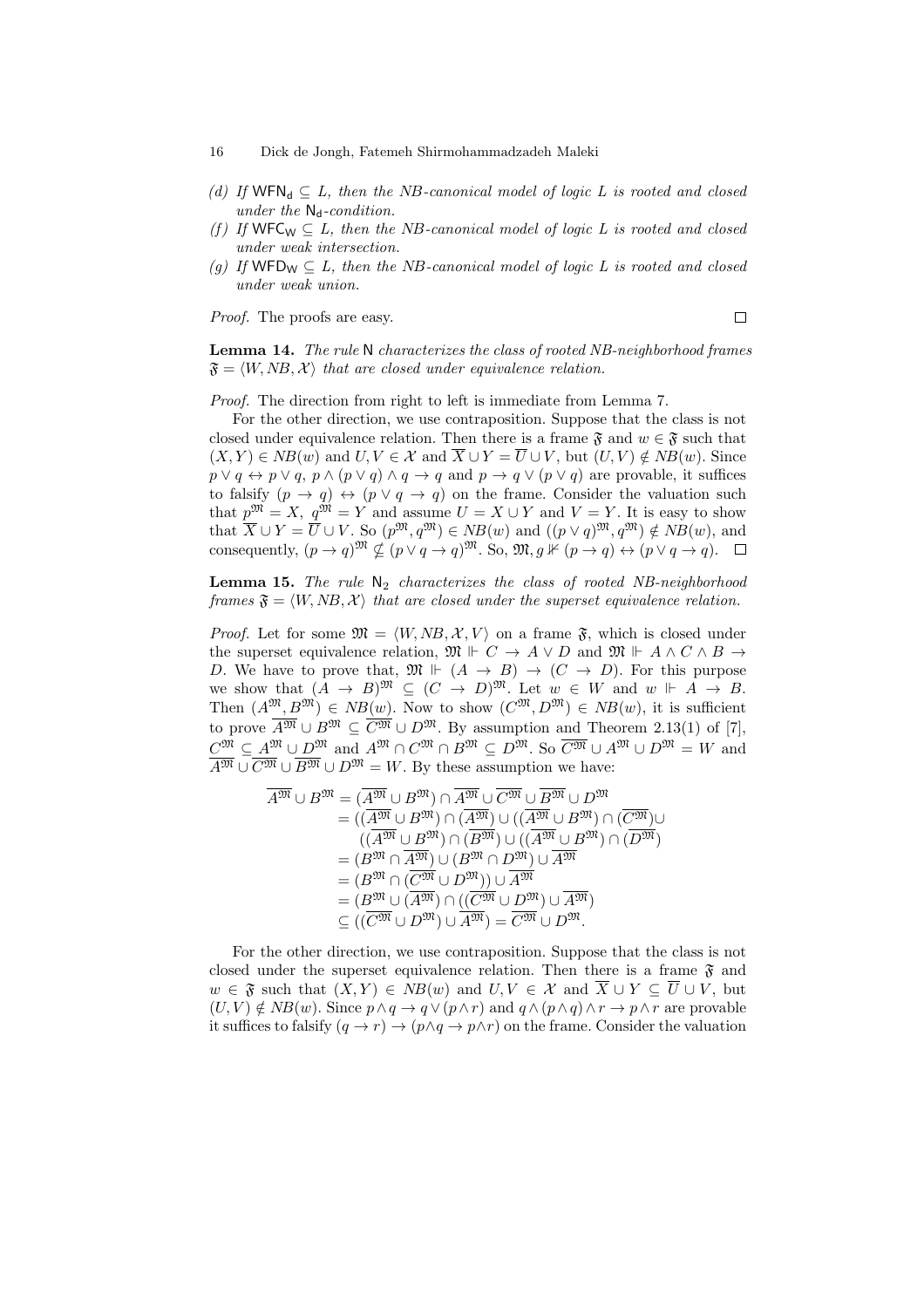*(d) If $\mathsf{WFN_d} \subseteq L$, then the NB-canonical model of logic $L$ is rooted and closed under the $\mathsf{N_d}$-condition.*

*(f) If $\mathsf{WFC_W} \subseteq L$, then the NB-canonical model of logic $L$ is rooted and closed under weak intersection.*

*(g) If $\mathsf{WFD_W} \subseteq L$, then the NB-canonical model of logic $L$ is rooted and closed under weak union.*

*Proof.* The proofs are easy. $\square$

**Lemma 14.** *The rule $\mathsf{N}$ characterizes the class of rooted NB-neighborhood frames $\mathfrak{F} = \langle W, NB, \mathcal{X}\rangle$ that are closed under equivalence relation.*

*Proof.* The direction from right to left is immediate from Lemma 7.

For the other direction, we use contraposition. Suppose that the class is not closed under equivalence relation. Then there is a frame $\mathfrak{F}$ and $w \in \mathfrak{F}$ such that $(X, Y) \in NB(w)$ and $U, V \in \mathcal{X}$ and $\overline{X} \cup Y = \overline{U} \cup V$, but $(U, V) \notin NB(w)$. Since $p \vee q \leftrightarrow p \vee q$, $p \wedge (p \vee q) \wedge q \to q$ and $p \to q \vee (p \vee q)$ are provable, it suffices to falsify $(p \to q) \leftrightarrow (p \vee q \to q)$ on the frame. Consider the valuation such that $p^{\mathfrak{M}} = X$, $q^{\mathfrak{M}} = Y$ and assume $U = X \cup Y$ and $V = Y$. It is easy to show that $\overline{X} \cup Y = \overline{U} \cup V$. So $(p^{\mathfrak{M}}, q^{\mathfrak{M}}) \in NB(w)$ and $((p \vee q)^{\mathfrak{M}}, q^{\mathfrak{M}}) \notin NB(w)$, and consequently, $(p \to q)^{\mathfrak{M}} \nsubseteq (p \vee q \to q)^{\mathfrak{M}}$. So, $\mathfrak{M}, g \nVdash (p \to q) \leftrightarrow (p \vee q \to q)$. $\square$

**Lemma 15.** *The rule $\mathsf{N}_2$ characterizes the class of rooted NB-neighborhood frames $\mathfrak{F} = \langle W, NB, \mathcal{X}\rangle$ that are closed under the superset equivalence relation.*

*Proof.* Let for some $\mathfrak{M} = \langle W, NB, \mathcal{X}, V\rangle$ on a frame $\mathfrak{F}$, which is closed under the superset equivalence relation, $\mathfrak{M} \Vdash C \to A \vee D$ and $\mathfrak{M} \Vdash A \wedge C \wedge B \to D$. We have to prove that, $\mathfrak{M} \Vdash (A \to B) \to (C \to D)$. For this purpose we show that $(A \to B)^{\mathfrak{M}} \subseteq (C \to D)^{\mathfrak{M}}$. Let $w \in W$ and $w \Vdash A \to B$. Then $(A^{\mathfrak{M}}, B^{\mathfrak{M}}) \in NB(w)$. Now to show $(C^{\mathfrak{M}}, D^{\mathfrak{M}}) \in NB(w)$, it is sufficient to prove $\overline{A^{\mathfrak{M}}} \cup B^{\mathfrak{M}} \subseteq \overline{C^{\mathfrak{M}}} \cup D^{\mathfrak{M}}$. By assumption and Theorem 2.13(1) of [7], $C^{\mathfrak{M}} \subseteq A^{\mathfrak{M}} \cup D^{\mathfrak{M}}$ and $A^{\mathfrak{M}} \cap C^{\mathfrak{M}} \cap B^{\mathfrak{M}} \subseteq D^{\mathfrak{M}}$. So $\overline{C^{\mathfrak{M}}} \cup A^{\mathfrak{M}} \cup D^{\mathfrak{M}} = W$ and $\overline{A^{\mathfrak{M}}} \cup \overline{C^{\mathfrak{M}}} \cup \overline{B^{\mathfrak{M}}} \cup D^{\mathfrak{M}} = W$. By these assumption we have:

$$
\begin{aligned}
\overline{A^{\mathfrak{M}}} \cup B^{\mathfrak{M}} &= (\overline{A^{\mathfrak{M}}} \cup B^{\mathfrak{M}}) \cap \overline{A^{\mathfrak{M}}} \cup \overline{C^{\mathfrak{M}}} \cup \overline{B^{\mathfrak{M}}} \cup D^{\mathfrak{M}} \\
&= ((\overline{A^{\mathfrak{M}}} \cup B^{\mathfrak{M}}) \cap (\overline{A^{\mathfrak{M}}}) \cup ((\overline{A^{\mathfrak{M}}} \cup B^{\mathfrak{M}}) \cap (\overline{C^{\mathfrak{M}}}) \cup \\
&\quad ((\overline{A^{\mathfrak{M}}} \cup B^{\mathfrak{M}}) \cap (\overline{B^{\mathfrak{M}}}) \cup ((\overline{A^{\mathfrak{M}}} \cup B^{\mathfrak{M}}) \cap (\overline{D^{\mathfrak{M}}}) \\
&= (B^{\mathfrak{M}} \cap \overline{A^{\mathfrak{M}}}) \cup (B^{\mathfrak{M}} \cap D^{\mathfrak{M}}) \cup \overline{A^{\mathfrak{M}}} \\
&= (B^{\mathfrak{M}} \cap (\overline{C^{\mathfrak{M}}} \cup D^{\mathfrak{M}})) \cup \overline{A^{\mathfrak{M}}} \\
&= (B^{\mathfrak{M}} \cup (\overline{A^{\mathfrak{M}}}) \cap ((\overline{C^{\mathfrak{M}}} \cup D^{\mathfrak{M}}) \cup \overline{A^{\mathfrak{M}}}) \\
&\subseteq ((\overline{C^{\mathfrak{M}}} \cup D^{\mathfrak{M}}) \cup \overline{A^{\mathfrak{M}}}) = \overline{C^{\mathfrak{M}}} \cup D^{\mathfrak{M}}.
\end{aligned}
$$

For the other direction, we use contraposition. Suppose that the class is not closed under the superset equivalence relation. Then there is a frame $\mathfrak{F}$ and $w \in \mathfrak{F}$ such that $(X, Y) \in NB(w)$ and $U, V \in \mathcal{X}$ and $\overline{X} \cup Y \subseteq \overline{U} \cup V$, but $(U, V) \notin NB(w)$. Since $p \wedge q \to q \vee (p \wedge r)$ and $q \wedge (p \wedge q) \wedge r \to p \wedge r$ are provable it suffices to falsify $(q \to r) \to (p \wedge q \to p \wedge r)$ on the frame. Consider the valuation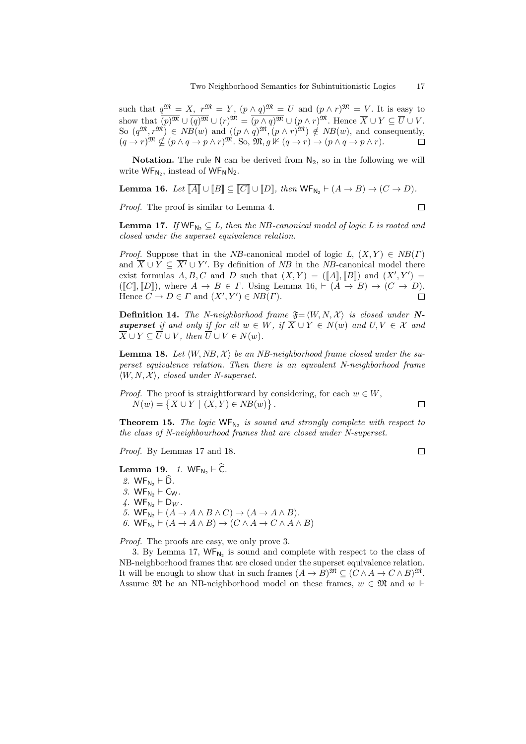such that $q^{\mathfrak{M}} = X$, $r^{\mathfrak{M}} = Y$, $(p \wedge q)^{\mathfrak{M}} = U$ and $(p \wedge r)^{\mathfrak{M}} = V$. It is easy to show that $\overline{(p)^{\mathfrak{M}}} \cup \overline{(q)^{\mathfrak{M}}} \cup (r)^{\mathfrak{M}} = \overline{(p \wedge q)^{\mathfrak{M}}} \cup (p \wedge r)^{\mathfrak{M}}$. Hence $\overline{X} \cup Y \subseteq \overline{U} \cup V$. So $(q^{\mathfrak{M}}, r^{\mathfrak{M}}) \in NB(w)$ and $((p \wedge q)^{\mathfrak{M}}, (p \wedge r)^{\mathfrak{M}}) \notin NB(w)$, and consequently, $(q \to r)^{\mathfrak{M}} \nsubseteq (p \wedge q \to p \wedge r)^{\mathfrak{M}}$. So, $\mathfrak{M}, g \nVdash (q \to r) \to (p \wedge q \to p \wedge r)$. $\square$

**Notation.** The rule $\mathsf{N}$ can be derived from $\mathsf{N}_2$, so in the following we will write $\mathsf{WF}_{\mathsf{N}_2}$, instead of $\mathsf{WF}_{\mathsf{N}}\mathsf{N}_2$.

**Lemma 16.** *Let* $\overline{[\![A]\!]} \cup [\![B]\!] \subseteq \overline{[\![C]\!]} \cup [\![D]\!]$, *then* $\mathsf{WF}_{\mathsf{N}_2} \vdash (A \to B) \to (C \to D)$.

*Proof.* The proof is similar to Lemma 4. $\square$

**Lemma 17.** *If* $\mathsf{WF}_{\mathsf{N}_2} \subseteq L$, *then the NB-canonical model of logic L is rooted and closed under the superset equivalence relation.*

*Proof.* Suppose that in the *NB*-canonical model of logic $L$, $(X, Y) \in NB(\Gamma)$ and $\overline{X} \cup Y \subseteq \overline{X'} \cup Y'$. By definition of *NB* in the *NB*-canonical model there exist formulas $A, B, C$ and $D$ such that $(X, Y) = ([\![A]\!], [\![B]\!])$ and $(X', Y') = ([\![C]\!], [\![D]\!])$, where $A \to B \in \Gamma$. Using Lemma 16, $\vdash (A \to B) \to (C \to D)$. Hence $C \to D \in \Gamma$ and $(X', Y') \in NB(\Gamma)$. $\square$

**Definition 14.** *The N-neighborhood frame* $\mathfrak{F} = \langle W, N, \mathcal{X} \rangle$ *is closed under* ***N-superset*** *if and only if for all* $w \in W$, *if* $\overline{X} \cup Y \in N(w)$ *and* $U, V \in \mathcal{X}$ *and* $\overline{X} \cup Y \subseteq \overline{U} \cup V$, *then* $\overline{U} \cup V \in N(w)$.

**Lemma 18.** *Let* $\langle W, NB, \mathcal{X} \rangle$ *be an NB-neighborhood frame closed under the superset equivalence relation. Then there is an equvalent N-neighborhood frame* $\langle W, N, \mathcal{X} \rangle$, *closed under N-superset.*

*Proof.* The proof is straightforward by considering, for each $w \in W$,
$N(w) = \{\overline{X} \cup Y \mid (X, Y) \in NB(w)\}$. $\square$

**Theorem 15.** *The logic* $\mathsf{WF}_{\mathsf{N}_2}$ *is sound and strongly complete with respect to the class of N-neighbourhood frames that are closed under N-superset.*

*Proof.* By Lemmas 17 and 18. $\square$

**Lemma 19.** *1.* $\mathsf{WF}_{\mathsf{N}_2} \vdash \widehat{\mathsf{C}}$.
*2.* $\mathsf{WF}_{\mathsf{N}_2} \vdash \widehat{\mathsf{D}}$.
*3.* $\mathsf{WF}_{\mathsf{N}_2} \vdash \mathsf{C}_{\mathsf{W}}$.
*4.* $\mathsf{WF}_{\mathsf{N}_2} \vdash \mathsf{D}_W$.
*5.* $\mathsf{WF}_{\mathsf{N}_2} \vdash (A \to A \wedge B \wedge C) \to (A \to A \wedge B)$.
*6.* $\mathsf{WF}_{\mathsf{N}_2} \vdash (A \to A \wedge B) \to (C \wedge A \to C \wedge A \wedge B)$

*Proof.* The proofs are easy, we only prove 3.

3. By Lemma 17, $\mathsf{WF}_{\mathsf{N}_2}$ is sound and complete with respect to the class of NB-neighborhood frames that are closed under the superset equivalence relation. It will be enough to show that in such frames $(A \to B)^{\mathfrak{M}} \subseteq (C \wedge A \to C \wedge B)^{\mathfrak{M}}$. Assume $\mathfrak{M}$ be an NB-neighborhood model on these frames, $w \in \mathfrak{M}$ and $w \Vdash$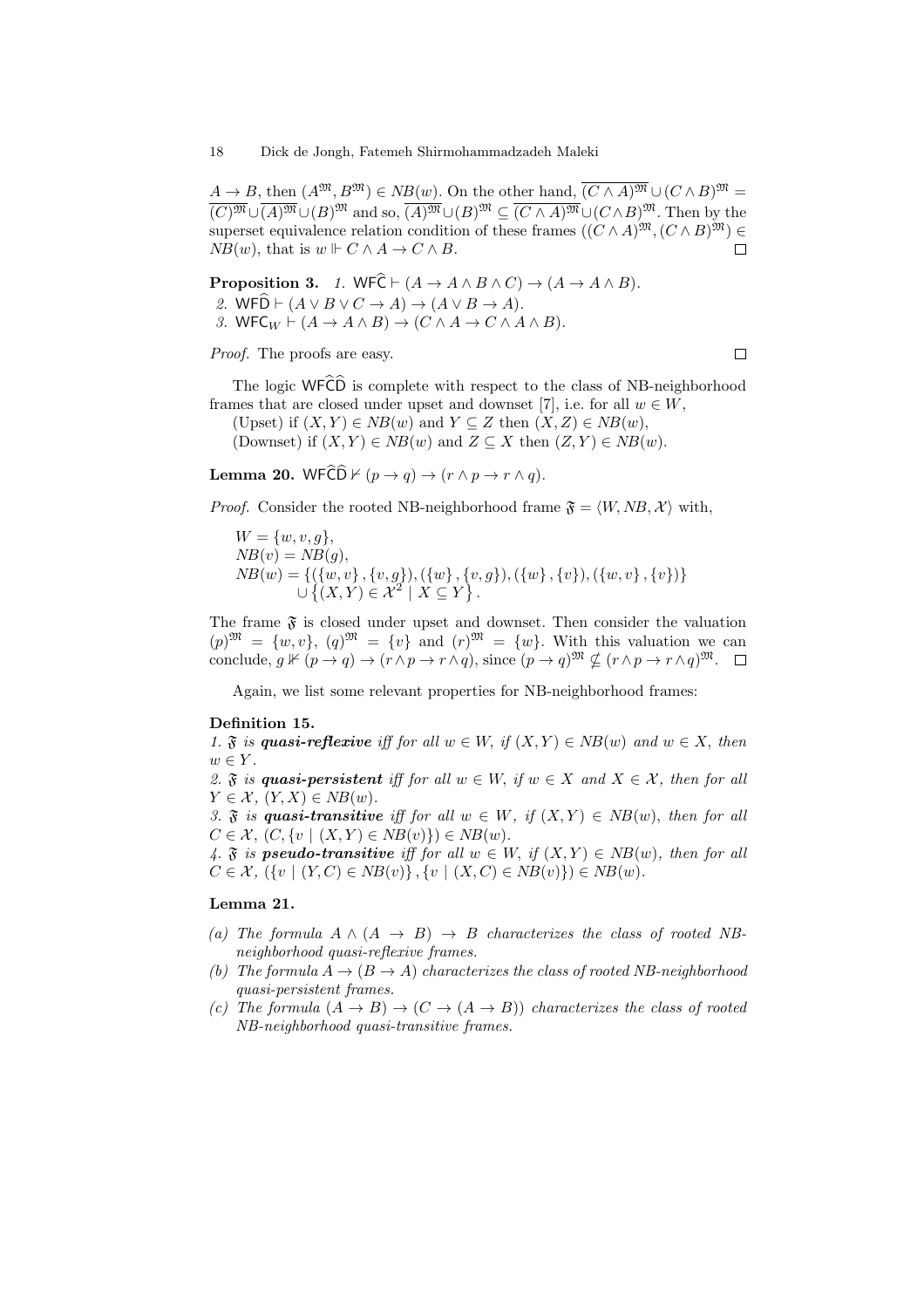$A \to B$, then $(A^{\mathfrak{M}}, B^{\mathfrak{M}}) \in NB(w)$. On the other hand, $\overline{(C \wedge A)^{\mathfrak{M}}} \cup (C \wedge B)^{\mathfrak{M}} = \overline{(C)^{\mathfrak{M}}} \cup \overline{(A)^{\mathfrak{M}}} \cup (B)^{\mathfrak{M}}$ and so, $\overline{(A)^{\mathfrak{M}}} \cup (B)^{\mathfrak{M}} \subseteq \overline{(C \wedge A)^{\mathfrak{M}}} \cup (C \wedge B)^{\mathfrak{M}}$. Then by the superset equivalence relation condition of these frames $((C \wedge A)^{\mathfrak{M}}, (C \wedge B)^{\mathfrak{M}}) \in NB(w)$, that is $w \Vdash C \wedge A \to C \wedge B$. □

**Proposition 3.** *1.* $\mathsf{WF\widehat{C}} \vdash (A \to A \wedge B \wedge C) \to (A \to A \wedge B)$.
*2.* $\mathsf{WF\widehat{D}} \vdash (A \vee B \vee C \to A) \to (A \vee B \to A)$.
*3.* $\mathsf{WFC}_W \vdash (A \to A \wedge B) \to (C \wedge A \to C \wedge A \wedge B)$.

*Proof.* The proofs are easy. □

The logic $\mathsf{WF\widehat{C}\widehat{D}}$ is complete with respect to the class of NB-neighborhood frames that are closed under upset and downset [7], i.e. for all $w \in W$,
(Upset) if $(X, Y) \in NB(w)$ and $Y \subseteq Z$ then $(X, Z) \in NB(w)$,
(Downset) if $(X, Y) \in NB(w)$ and $Z \subseteq X$ then $(Z, Y) \in NB(w)$.

**Lemma 20.** $\mathsf{WF\widehat{C}\widehat{D}} \nvdash (p \to q) \to (r \wedge p \to r \wedge q)$.

*Proof.* Consider the rooted NB-neighborhood frame $\mathfrak{F} = \langle W, NB, \mathcal{X} \rangle$ with,

$$
\begin{aligned}
&W = \{w, v, g\}, \\
&NB(v) = NB(g), \\
&NB(w) = \{(\{w, v\}, \{v, g\}), (\{w\}, \{v, g\}), (\{w\}, \{v\}), (\{w, v\}, \{v\})\} \\
&\qquad \cup \left\{(X, Y) \in \mathcal{X}^2 \mid X \subseteq Y\right\}.
\end{aligned}
$$

The frame $\mathfrak{F}$ is closed under upset and downset. Then consider the valuation $(p)^{\mathfrak{M}} = \{w, v\}$, $(q)^{\mathfrak{M}} = \{v\}$ and $(r)^{\mathfrak{M}} = \{w\}$. With this valuation we can conclude, $g \nVdash (p \to q) \to (r \wedge p \to r \wedge q)$, since $(p \to q)^{\mathfrak{M}} \nsubseteq (r \wedge p \to r \wedge q)^{\mathfrak{M}}$. □

Again, we list some relevant properties for NB-neighborhood frames:

**Definition 15.**
*1.* $\mathfrak{F}$ *is* ***quasi-reflexive*** *iff for all* $w \in W$*, if* $(X, Y) \in NB(w)$ *and* $w \in X$*, then* $w \in Y$*.*
*2.* $\mathfrak{F}$ *is* ***quasi-persistent*** *iff for all* $w \in W$*, if* $w \in X$ *and* $X \in \mathcal{X}$*, then for all* $Y \in \mathcal{X}$*,* $(Y, X) \in NB(w)$*.*
*3.* $\mathfrak{F}$ *is* ***quasi-transitive*** *iff for all* $w \in W$*, if* $(X, Y) \in NB(w)$*, then for all* $C \in \mathcal{X}$*,* $(C, \{v \mid (X, Y) \in NB(v)\}) \in NB(w)$*.*
*4.* $\mathfrak{F}$ *is* ***pseudo-transitive*** *iff for all* $w \in W$*, if* $(X, Y) \in NB(w)$*, then for all* $C \in \mathcal{X}$*,* $(\{v \mid (Y, C) \in NB(v)\}, \{v \mid (X, C) \in NB(v)\}) \in NB(w)$*.*

**Lemma 21.**

- *(a) The formula* $A \wedge (A \to B) \to B$ *characterizes the class of rooted NB-neighborhood quasi-reflexive frames.*
- *(b) The formula* $A \to (B \to A)$ *characterizes the class of rooted NB-neighborhood quasi-persistent frames.*
- *(c) The formula* $(A \to B) \to (C \to (A \to B))$ *characterizes the class of rooted NB-neighborhood quasi-transitive frames.*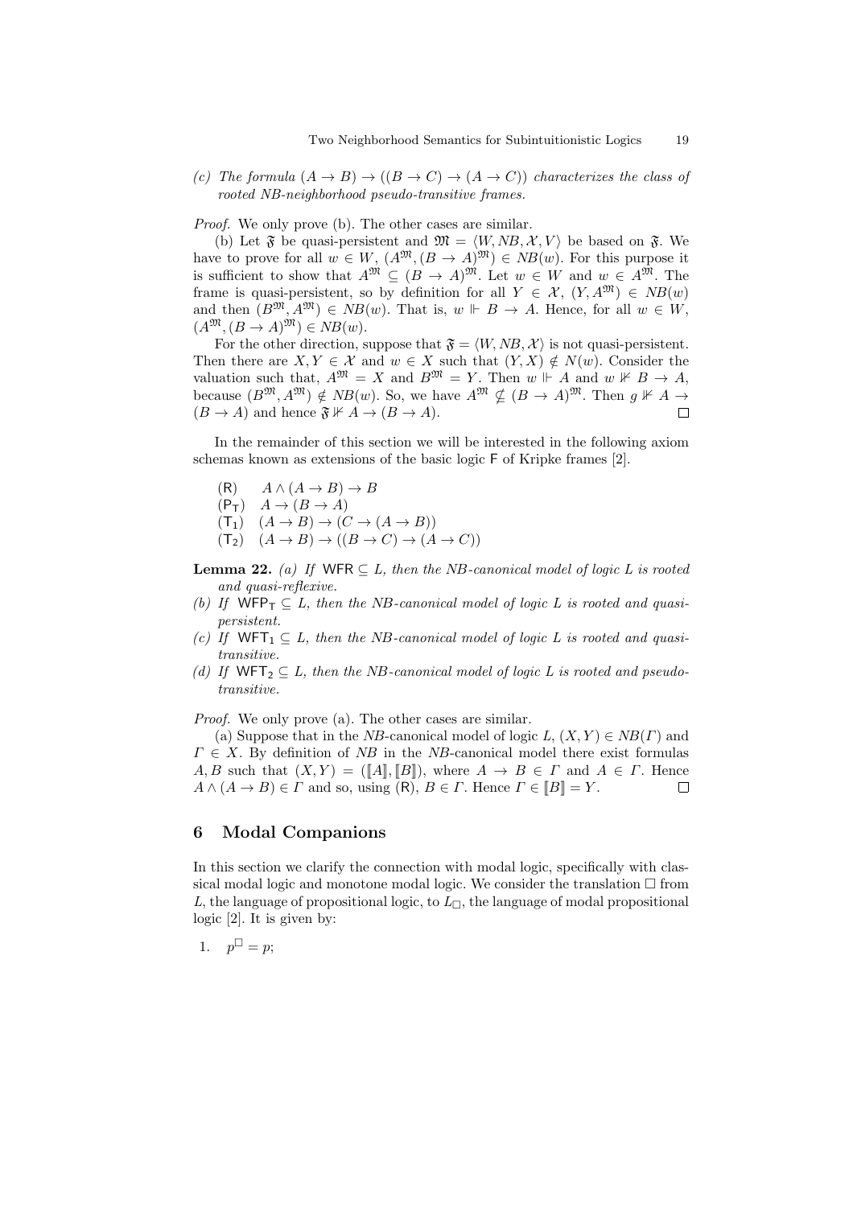(c) *The formula* $(A \to B) \to ((B \to C) \to (A \to C))$ *characterizes the class of rooted NB-neighborhood pseudo-transitive frames.*

*Proof.* We only prove (b). The other cases are similar.

(b) Let $\mathfrak{F}$ be quasi-persistent and $\mathfrak{M} = \langle W, NB, \mathcal{X}, V\rangle$ be based on $\mathfrak{F}$. We have to prove for all $w \in W$, $(A^{\mathfrak{M}}, (B \to A)^{\mathfrak{M}}) \in NB(w)$. For this purpose it is sufficient to show that $A^{\mathfrak{M}} \subseteq (B \to A)^{\mathfrak{M}}$. Let $w \in W$ and $w \in A^{\mathfrak{M}}$. The frame is quasi-persistent, so by definition for all $Y \in \mathcal{X}$, $(Y, A^{\mathfrak{M}}) \in NB(w)$ and then $(B^{\mathfrak{M}}, A^{\mathfrak{M}}) \in NB(w)$. That is, $w \Vdash B \to A$. Hence, for all $w \in W$, $(A^{\mathfrak{M}}, (B \to A)^{\mathfrak{M}}) \in NB(w)$.

For the other direction, suppose that $\mathfrak{F} = \langle W, NB, \mathcal{X}\rangle$ is not quasi-persistent. Then there are $X, Y \in \mathcal{X}$ and $w \in X$ such that $(Y, X) \notin N(w)$. Consider the valuation such that, $A^{\mathfrak{M}} = X$ and $B^{\mathfrak{M}} = Y$. Then $w \Vdash A$ and $w \nVdash B \to A$, because $(B^{\mathfrak{M}}, A^{\mathfrak{M}}) \notin NB(w)$. So, we have $A^{\mathfrak{M}} \nsubseteq (B \to A)^{\mathfrak{M}}$. Then $g \nVdash A \to (B \to A)$ and hence $\mathfrak{F} \nVdash A \to (B \to A)$. □

In the remainder of this section we will be interested in the following axiom schemas known as extensions of the basic logic $\mathsf{F}$ of Kripke frames [2].

- $(\mathsf{R})$ $\quad A \wedge (A \to B) \to B$
- $(\mathsf{P_T})$ $\quad A \to (B \to A)$
- $(\mathsf{T_1})$ $\quad (A \to B) \to (C \to (A \to B))$
- $(\mathsf{T_2})$ $\quad (A \to B) \to ((B \to C) \to (A \to C))$

**Lemma 22.** *(a) If* $\mathsf{WFR} \subseteq L$*, then the NB-canonical model of logic* $L$ *is rooted and quasi-reflexive.*

*(b) If* $\mathsf{WFP_T} \subseteq L$*, then the NB-canonical model of logic* $L$ *is rooted and quasi-persistent.*

*(c) If* $\mathsf{WFT_1} \subseteq L$*, then the NB-canonical model of logic* $L$ *is rooted and quasi-transitive.*

*(d) If* $\mathsf{WFT_2} \subseteq L$*, then the NB-canonical model of logic* $L$ *is rooted and pseudo-transitive.*

*Proof.* We only prove (a). The other cases are similar.

(a) Suppose that in the *NB*-canonical model of logic $L$, $(X, Y) \in NB(\Gamma)$ and $\Gamma \in X$. By definition of *NB* in the *NB*-canonical model there exist formulas $A, B$ such that $(X, Y) = (\llbracket A \rrbracket, \llbracket B \rrbracket)$, where $A \to B \in \Gamma$ and $A \in \Gamma$. Hence $A \wedge (A \to B) \in \Gamma$ and so, using $(\mathsf{R})$, $B \in \Gamma$. Hence $\Gamma \in \llbracket B \rrbracket = Y$. □

## 6 Modal Companions

In this section we clarify the connection with modal logic, specifically with classical modal logic and monotone modal logic. We consider the translation $\Box$ from $L$, the language of propositional logic, to $L_\Box$, the language of modal propositional logic [2]. It is given by:

1. $p^\Box = p$;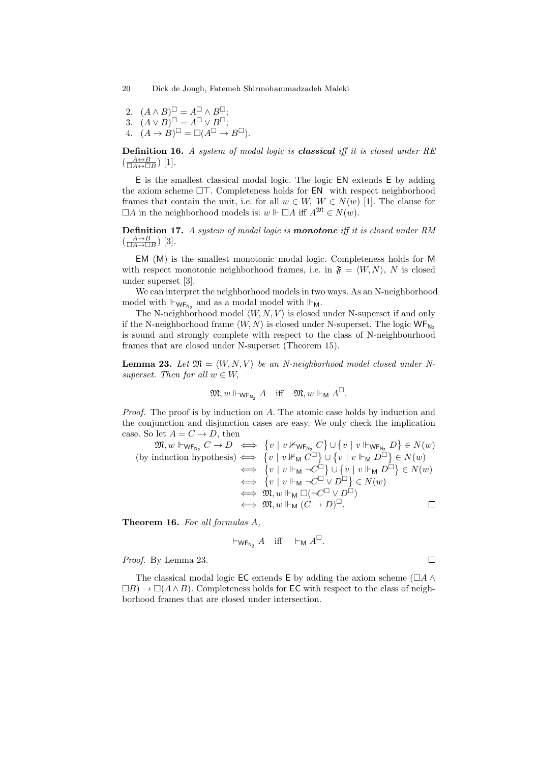2. $(A \wedge B)^{\Box} = A^{\Box} \wedge B^{\Box}$;
3. $(A \vee B)^{\Box} = A^{\Box} \vee B^{\Box}$;
4. $(A \to B)^{\Box} = \Box(A^{\Box} \to B^{\Box})$.

**Definition 16.** *A system of modal logic is* ***classical*** *iff it is closed under RE* $(\frac{A \leftrightarrow B}{\Box A \leftrightarrow \Box B})$ [1].

$\mathsf{E}$ is the smallest classical modal logic. The logic $\mathsf{EN}$ extends $\mathsf{E}$ by adding the axiom scheme $\Box\top$. Completeness holds for $\mathsf{EN}$ with respect neighborhood frames that contain the unit, i.e. for all $w \in W$, $W \in N(w)$ [1]. The clause for $\Box A$ in the neighborhood models is: $w \Vdash \Box A$ iff $A^{\mathfrak{M}} \in N(w)$.

**Definition 17.** *A system of modal logic is* ***monotone*** *iff it is closed under RM* $(\frac{A \to B}{\Box A \to \Box B})$ [3].

$\mathsf{EM}$ ($\mathsf{M}$) is the smallest monotonic modal logic. Completeness holds for $\mathsf{M}$ with respect monotonic neighborhood frames, i.e. in $\mathfrak{F} = \langle W, N\rangle$, $N$ is closed under superset [3].

We can interpret the neighborhood models in two ways. As an N-neighborhood model with $\Vdash_{\mathsf{WF_{N_2}}}$ and as a modal model with $\Vdash_{\mathsf{M}}$.

The N-neighborhood model $\langle W, N, V\rangle$ is closed under N-superset if and only if the N-neighborhood frame $\langle W, N\rangle$ is closed under N-superset. The logic $\mathsf{WF_{N_2}}$ is sound and strongly complete with respect to the class of N-neighbourhood frames that are closed under N-superset (Theorem 15).

**Lemma 23.** *Let $\mathfrak{M} = \langle W, N, V\rangle$ be an N-neighborhood model closed under N-superset. Then for all $w \in W$,*

$$\mathfrak{M}, w \Vdash_{\mathsf{WF_{N_2}}} A \quad \text{iff} \quad \mathfrak{M}, w \Vdash_{\mathsf{M}} A^{\Box}.$$

*Proof.* The proof is by induction on $A$. The atomic case holds by induction and the conjunction and disjunction cases are easy. We only check the implication case. So let $A = C \to D$, then

$$\begin{aligned}
\mathfrak{M}, w \Vdash_{\mathsf{WF_{N_2}}} C \to D &\iff \{v \mid v \nVdash_{\mathsf{WF_{N_2}}} C\} \cup \{v \mid v \Vdash_{\mathsf{WF_{N_2}}} D\} \in N(w)\\
\text{(by induction hypothesis)} &\iff \{v \mid v \nVdash_{\mathsf{M}} C^{\Box}\} \cup \{v \mid v \Vdash_{\mathsf{M}} D^{\Box}\} \in N(w)\\
&\iff \{v \mid v \Vdash_{\mathsf{M}} \neg C^{\Box}\} \cup \{v \mid v \Vdash_{\mathsf{M}} D^{\Box}\} \in N(w)\\
&\iff \{v \mid v \Vdash_{\mathsf{M}} \neg C^{\Box} \vee D^{\Box}\} \in N(w)\\
&\iff \mathfrak{M}, w \Vdash_{\mathsf{M}} \Box(\neg C^{\Box} \vee D^{\Box})\\
&\iff \mathfrak{M}, w \Vdash_{\mathsf{M}} (C \to D)^{\Box}.
\end{aligned}$$

∎

**Theorem 16.** *For all formulas $A$,*

$$\vdash_{\mathsf{WF_{N_2}}} A \quad \text{iff} \quad \vdash_{\mathsf{M}} A^{\Box}.$$

*Proof.* By Lemma 23. ∎

The classical modal logic $\mathsf{EC}$ extends $\mathsf{E}$ by adding the axiom scheme $(\Box A \wedge \Box B) \to \Box(A \wedge B)$. Completeness holds for $\mathsf{EC}$ with respect to the class of neighborhood frames that are closed under intersection.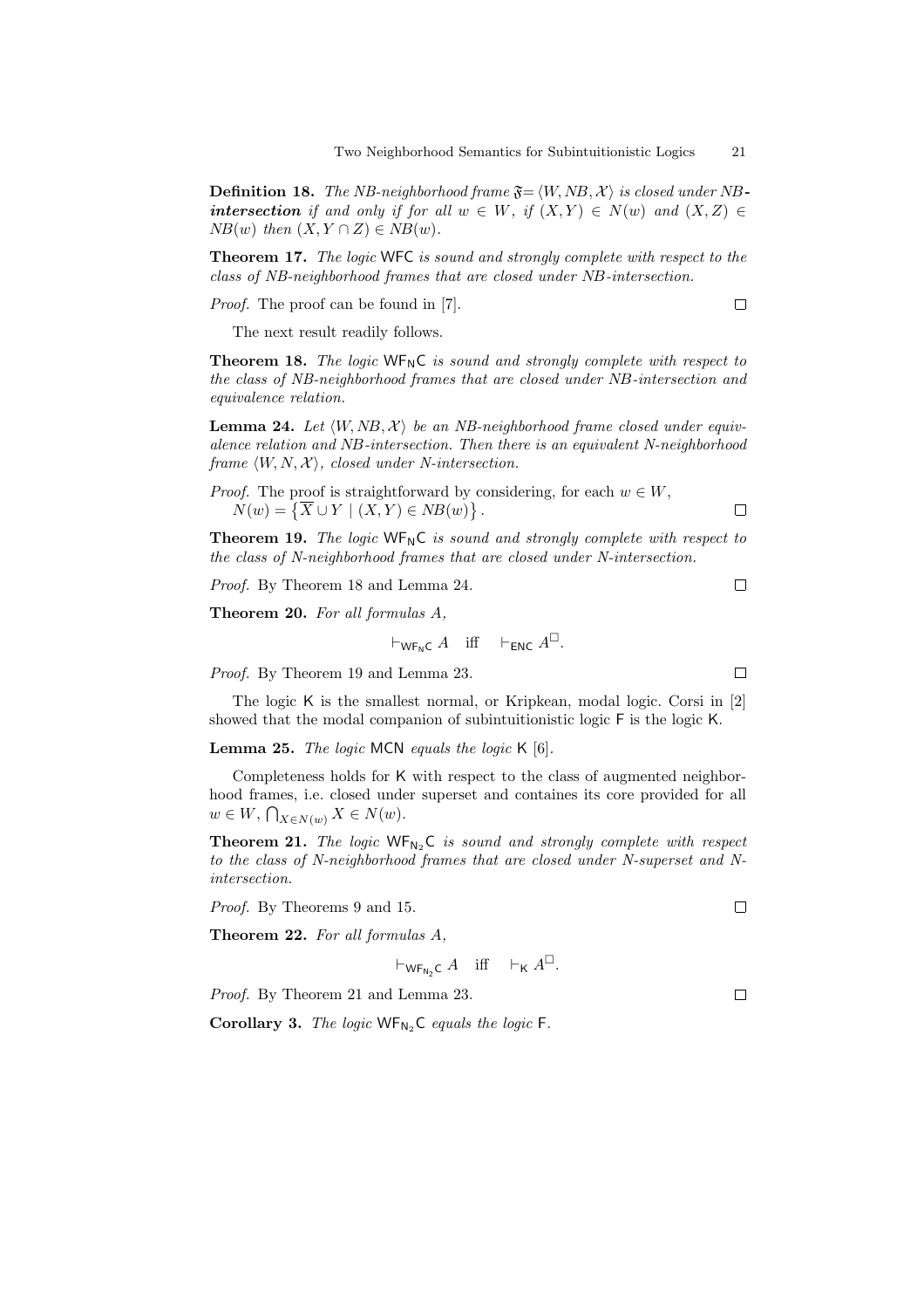**Definition 18.** *The NB-neighborhood frame $\mathfrak{F} = \langle W, NB, \mathcal{X} \rangle$ is closed under NB-**intersection** if and only if for all $w \in W$, if $(X, Y) \in N(w)$ and $(X, Z) \in NB(w)$ then $(X, Y \cap Z) \in NB(w)$.*

**Theorem 17.** *The logic* WFC *is sound and strongly complete with respect to the class of NB-neighborhood frames that are closed under NB-intersection.*

*Proof.* The proof can be found in [7]. □

The next result readily follows.

**Theorem 18.** *The logic* $\mathsf{WF_NC}$ *is sound and strongly complete with respect to the class of NB-neighborhood frames that are closed under NB-intersection and equivalence relation.*

**Lemma 24.** *Let $\langle W, NB, \mathcal{X} \rangle$ be an NB-neighborhood frame closed under equivalence relation and NB-intersection. Then there is an equivalent N-neighborhood frame $\langle W, N, \mathcal{X} \rangle$, closed under N-intersection.*

*Proof.* The proof is straightforward by considering, for each $w \in W$, $N(w) = \left\{ \overline{X} \cup Y \mid (X, Y) \in NB(w) \right\}$. □

**Theorem 19.** *The logic* $\mathsf{WF_NC}$ *is sound and strongly complete with respect to the class of N-neighborhood frames that are closed under N-intersection.*

*Proof.* By Theorem 18 and Lemma 24. □

**Theorem 20.** *For all formulas A,*

$$\vdash_{\mathsf{WF_NC}} A \quad \text{iff} \quad \vdash_{\mathsf{ENC}} A^{\Box}.$$

*Proof.* By Theorem 19 and Lemma 23. □

The logic K is the smallest normal, or Kripkean, modal logic. Corsi in [2] showed that the modal companion of subintuitionistic logic F is the logic K.

**Lemma 25.** *The logic* MCN *equals the logic* K [6].

Completeness holds for K with respect to the class of augmented neighborhood frames, i.e. closed under superset and containes its core provided for all $w \in W$, $\bigcap_{X \in N(w)} X \in N(w)$.

**Theorem 21.** *The logic* $\mathsf{WF_{N_2}C}$ *is sound and strongly complete with respect to the class of N-neighborhood frames that are closed under N-superset and N-intersection.*

*Proof.* By Theorems 9 and 15. □

**Theorem 22.** *For all formulas A,*

$$\vdash_{\mathsf{WF_{N_2}C}} A \quad \text{iff} \quad \vdash_{\mathsf{K}} A^{\Box}.$$

*Proof.* By Theorem 21 and Lemma 23. □

**Corollary 3.** *The logic* $\mathsf{WF_{N_2}C}$ *equals the logic* F.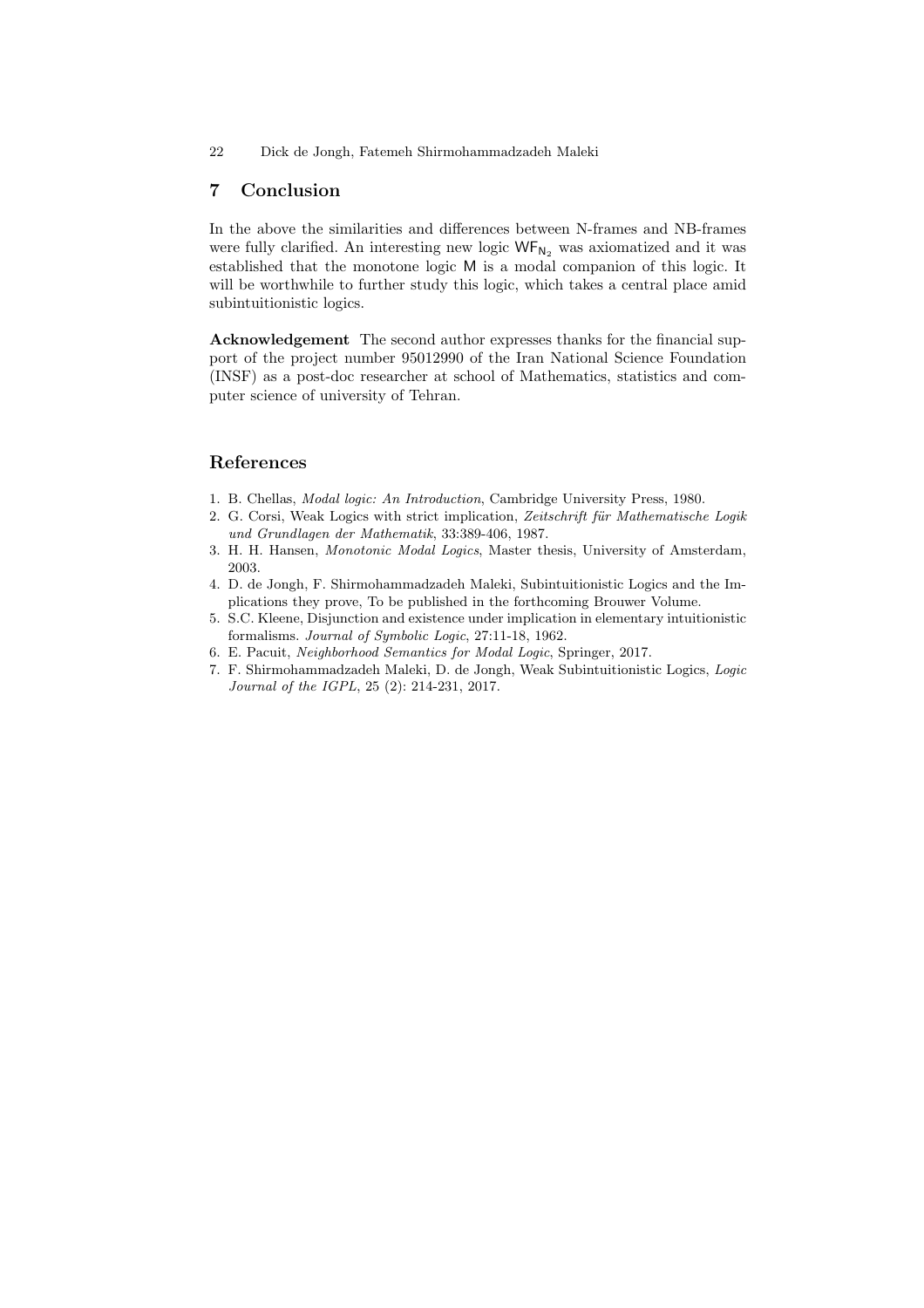## 7 Conclusion

In the above the similarities and differences between N-frames and NB-frames were fully clarified. An interesting new logic $\mathsf{WF}_{\mathsf{N}_2}$ was axiomatized and it was established that the monotone logic $\mathsf{M}$ is a modal companion of this logic. It will be worthwhile to further study this logic, which takes a central place amid subintuitionistic logics.

**Acknowledgement** The second author expresses thanks for the financial support of the project number 95012990 of the Iran National Science Foundation (INSF) as a post-doc researcher at school of Mathematics, statistics and computer science of university of Tehran.

## References

1. B. Chellas, *Modal logic: An Introduction*, Cambridge University Press, 1980.
2. G. Corsi, Weak Logics with strict implication, *Zeitschrift für Mathematische Logik und Grundlagen der Mathematik*, 33:389-406, 1987.
3. H. H. Hansen, *Monotonic Modal Logics*, Master thesis, University of Amsterdam, 2003.
4. D. de Jongh, F. Shirmohammadzadeh Maleki, Subintuitionistic Logics and the Implications they prove, To be published in the forthcoming Brouwer Volume.
5. S.C. Kleene, Disjunction and existence under implication in elementary intuitionistic formalisms. *Journal of Symbolic Logic*, 27:11-18, 1962.
6. E. Pacuit, *Neighborhood Semantics for Modal Logic*, Springer, 2017.
7. F. Shirmohammadzadeh Maleki, D. de Jongh, Weak Subintuitionistic Logics, *Logic Journal of the IGPL*, 25 (2): 214-231, 2017.